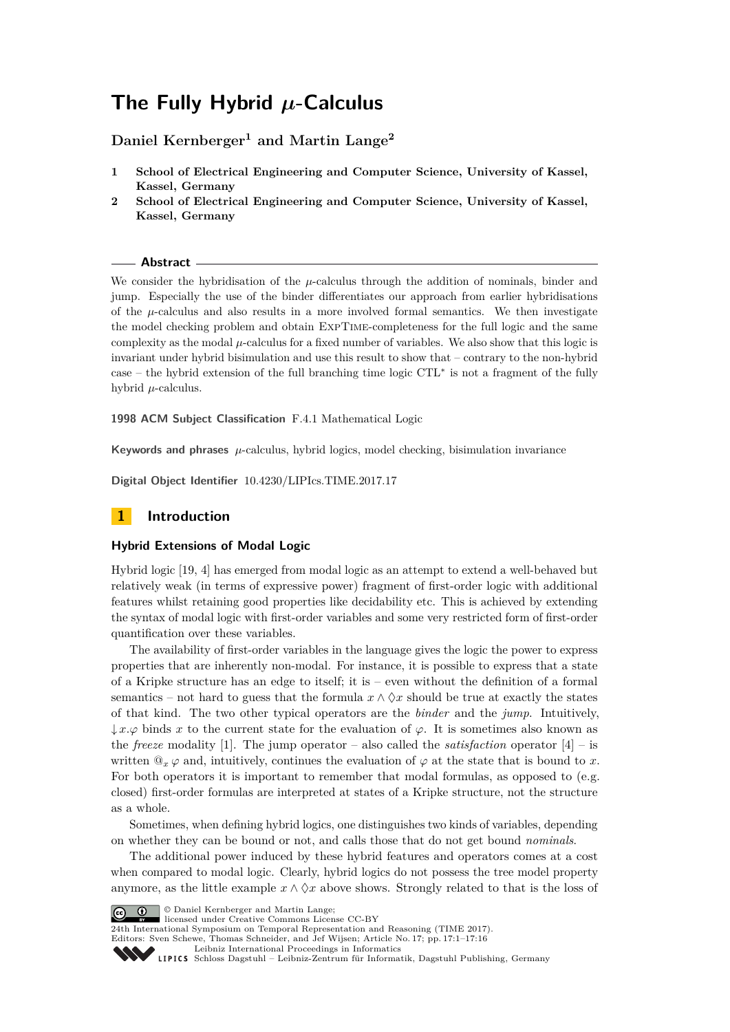# The Fully Hybrid $\mu$-Calculus

**Daniel Kernberger[1] and Martin Lange[2]**

1. **School of Electrical Engineering and Computer Science, University of Kassel, Kassel, Germany**
2. **School of Electrical Engineering and Computer Science, University of Kassel, Kassel, Germany**

## Abstract

We consider the hybridisation of the $\mu$-calculus through the addition of nominals, binder and jump. Especially the use of the binder differentiates our approach from earlier hybridisations of the $\mu$-calculus and also results in a more involved formal semantics. We then investigate the model checking problem and obtain EXPTIME-completeness for the full logic and the same complexity as the modal $\mu$-calculus for a fixed number of variables. We also show that this logic is invariant under hybrid bisimulation and use this result to show that – contrary to the non-hybrid case – the hybrid extension of the full branching time logic CTL* is not a fragment of the fully hybrid $\mu$-calculus.

**1998 ACM Subject Classification** F.4.1 Mathematical Logic

**Keywords and phrases** $\mu$-calculus, hybrid logics, model checking, bisimulation invariance

**Digital Object Identifier** 10.4230/LIPIcs.TIME.2017.17

## 1 Introduction

### Hybrid Extensions of Modal Logic

Hybrid logic [19, 4] has emerged from modal logic as an attempt to extend a well-behaved but relatively weak (in terms of expressive power) fragment of first-order logic with additional features whilst retaining good properties like decidability etc. This is achieved by extending the syntax of modal logic with first-order variables and some very restricted form of first-order quantification over these variables.

The availability of first-order variables in the language gives the logic the power to express properties that are inherently non-modal. For instance, it is possible to express that a state of a Kripke structure has an edge to itself; it is – even without the definition of a formal semantics – not hard to guess that the formula $x \wedge \Diamond x$ should be true at exactly the states of that kind. The two other typical operators are the *binder* and the *jump*. Intuitively, $\downarrow x.\varphi$ binds $x$ to the current state for the evaluation of $\varphi$. It is sometimes also known as the *freeze* modality [1]. The jump operator – also called the *satisfaction* operator [4] – is written $@_x\, \varphi$ and, intuitively, continues the evaluation of $\varphi$ at the state that is bound to $x$. For both operators it is important to remember that modal formulas, as opposed to (e.g. closed) first-order formulas are interpreted at states of a Kripke structure, not the structure as a whole.

Sometimes, when defining hybrid logics, one distinguishes two kinds of variables, depending on whether they can be bound or not, and calls those that do not get bound *nominals*.

The additional power induced by these hybrid features and operators comes at a cost when compared to modal logic. Clearly, hybrid logics do not possess the tree model property anymore, as the little example $x \wedge \Diamond x$ above shows. Strongly related to that is the loss of

© Daniel Kernberger and Martin Lange;
licensed under Creative Commons License CC-BY
24th International Symposium on Temporal Representation and Reasoning (TIME 2017).
Editors: Sven Schewe, Thomas Schneider, and Jef Wijsen; Article No. 17; pp. 17:1–17:16
Leibniz International Proceedings in Informatics
Schloss Dagstuhl – Leibniz-Zentrum für Informatik, Dagstuhl Publishing, Germany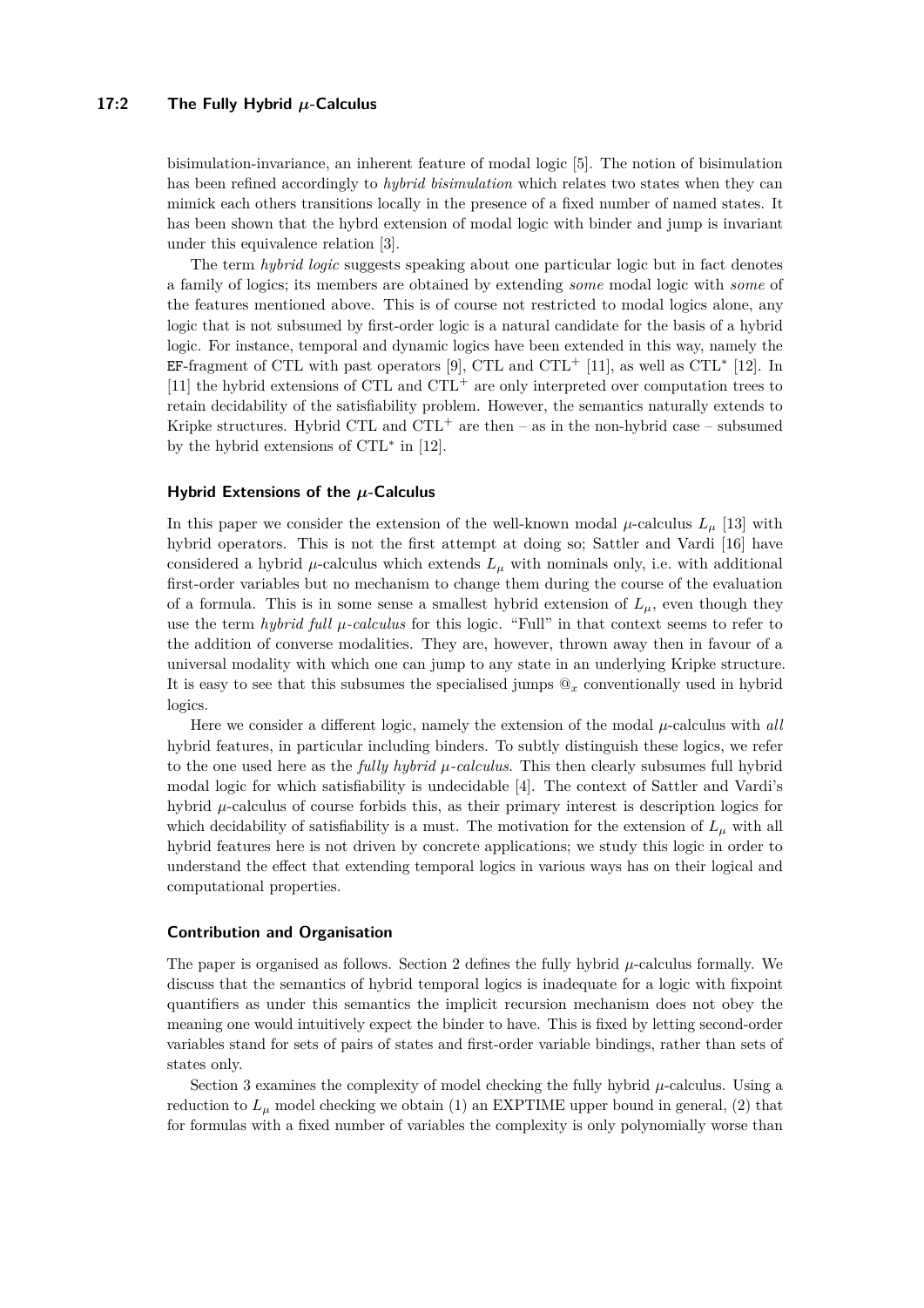bisimulation-invariance, an inherent feature of modal logic [5]. The notion of bisimulation has been refined accordingly to *hybrid bisimulation* which relates two states when they can mimick each others transitions locally in the presence of a fixed number of named states. It has been shown that the hybrd extension of modal logic with binder and jump is invariant under this equivalence relation [3].

The term *hybrid logic* suggests speaking about one particular logic but in fact denotes a family of logics; its members are obtained by extending *some* modal logic with *some* of the features mentioned above. This is of course not restricted to modal logics alone, any logic that is not subsumed by first-order logic is a natural candidate for the basis of a hybrid logic. For instance, temporal and dynamic logics have been extended in this way, namely the EF-fragment of CTL with past operators [9], CTL and CTL$^+$ [11], as well as CTL$^*$ [12]. In [11] the hybrid extensions of CTL and CTL$^+$ are only interpreted over computation trees to retain decidability of the satisfiability problem. However, the semantics naturally extends to Kripke structures. Hybrid CTL and CTL$^+$ are then – as in the non-hybrid case – subsumed by the hybrid extensions of CTL$^*$ in [12].

### Hybrid Extensions of the $\mu$-Calculus

In this paper we consider the extension of the well-known modal $\mu$-calculus $L_\mu$ [13] with hybrid operators. This is not the first attempt at doing so; Sattler and Vardi [16] have considered a hybrid $\mu$-calculus which extends $L_\mu$ with nominals only, i.e. with additional first-order variables but no mechanism to change them during the course of the evaluation of a formula. This is in some sense a smallest hybrid extension of $L_\mu$, even though they use the term *hybrid full $\mu$-calculus* for this logic. "Full" in that context seems to refer to the addition of converse modalities. They are, however, thrown away then in favour of a universal modality with which one can jump to any state in an underlying Kripke structure. It is easy to see that this subsumes the specialised jumps $@_x$ conventionally used in hybrid logics.

Here we consider a different logic, namely the extension of the modal $\mu$-calculus with *all* hybrid features, in particular including binders. To subtly distinguish these logics, we refer to the one used here as the *fully hybrid $\mu$-calculus*. This then clearly subsumes full hybrid modal logic for which satisfiability is undecidable [4]. The context of Sattler and Vardi's hybrid $\mu$-calculus of course forbids this, as their primary interest is description logics for which decidability of satisfiability is a must. The motivation for the extension of $L_\mu$ with all hybrid features here is not driven by concrete applications; we study this logic in order to understand the effect that extending temporal logics in various ways has on their logical and computational properties.

### Contribution and Organisation

The paper is organised as follows. Section 2 defines the fully hybrid $\mu$-calculus formally. We discuss that the semantics of hybrid temporal logics is inadequate for a logic with fixpoint quantifiers as under this semantics the implicit recursion mechanism does not obey the meaning one would intuitively expect the binder to have. This is fixed by letting second-order variables stand for sets of pairs of states and first-order variable bindings, rather than sets of states only.

Section 3 examines the complexity of model checking the fully hybrid $\mu$-calculus. Using a reduction to $L_\mu$ model checking we obtain (1) an EXPTIME upper bound in general, (2) that for formulas with a fixed number of variables the complexity is only polynomially worse than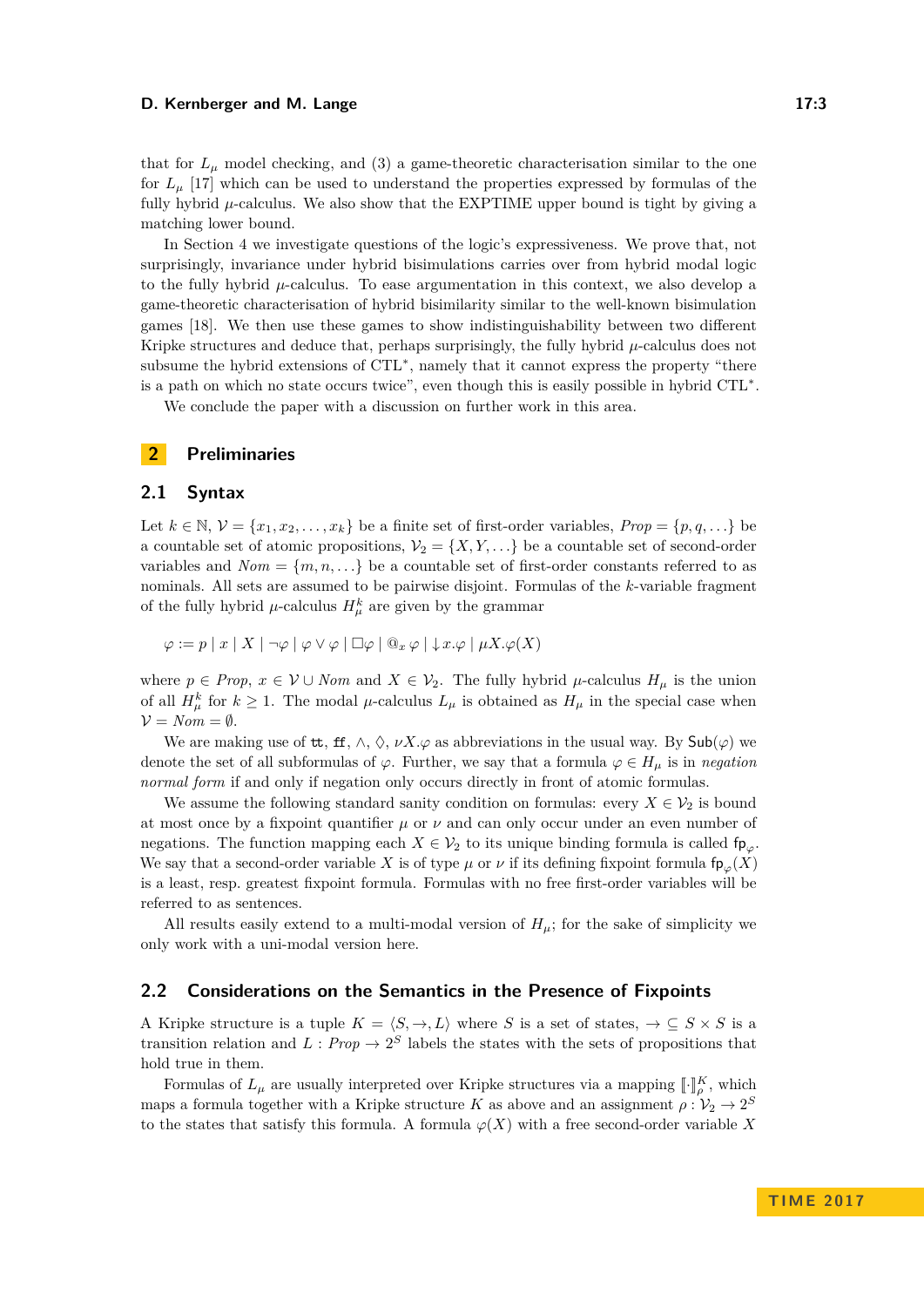that for $L_\mu$ model checking, and (3) a game-theoretic characterisation similar to the one for $L_\mu$ [17] which can be used to understand the properties expressed by formulas of the fully hybrid $\mu$-calculus. We also show that the EXPTIME upper bound is tight by giving a matching lower bound.

In Section 4 we investigate questions of the logic's expressiveness. We prove that, not surprisingly, invariance under hybrid bisimulations carries over from hybrid modal logic to the fully hybrid $\mu$-calculus. To ease argumentation in this context, we also develop a game-theoretic characterisation of hybrid bisimilarity similar to the well-known bisimulation games [18]. We then use these games to show indistinguishability between two different Kripke structures and deduce that, perhaps surprisingly, the fully hybrid $\mu$-calculus does not subsume the hybrid extensions of CTL*, namely that it cannot express the property "there is a path on which no state occurs twice", even though this is easily possible in hybrid CTL*.

We conclude the paper with a discussion on further work in this area.

## 2 Preliminaries

### 2.1 Syntax

Let $k \in \mathbb{N}$, $\mathcal{V} = \{x_1, x_2, \ldots, x_k\}$ be a finite set of first-order variables, $Prop = \{p, q, \ldots\}$ be a countable set of atomic propositions, $\mathcal{V}_2 = \{X, Y, \ldots\}$ be a countable set of second-order variables and $Nom = \{m, n, \ldots\}$ be a countable set of first-order constants referred to as nominals. All sets are assumed to be pairwise disjoint. Formulas of the $k$-variable fragment of the fully hybrid $\mu$-calculus $H_\mu^k$ are given by the grammar

$$\varphi := p \mid x \mid X \mid \neg\varphi \mid \varphi \vee \varphi \mid \Box\varphi \mid @_x\, \varphi \mid \downarrow x.\varphi \mid \mu X.\varphi(X)$$

where $p \in Prop$, $x \in \mathcal{V} \cup Nom$ and $X \in \mathcal{V}_2$. The fully hybrid $\mu$-calculus $H_\mu$ is the union of all $H_\mu^k$ for $k \geq 1$. The modal $\mu$-calculus $L_\mu$ is obtained as $H_\mu$ in the special case when $\mathcal{V} = Nom = \emptyset$.

We are making use of $\mathtt{tt}$, $\mathtt{ff}$, $\wedge$, $\Diamond$, $\nu X.\varphi$ as abbreviations in the usual way. By $\mathsf{Sub}(\varphi)$ we denote the set of all subformulas of $\varphi$. Further, we say that a formula $\varphi \in H_\mu$ is in *negation normal form* if and only if negation only occurs directly in front of atomic formulas.

We assume the following standard sanity condition on formulas: every $X \in \mathcal{V}_2$ is bound at most once by a fixpoint quantifier $\mu$ or $\nu$ and can only occur under an even number of negations. The function mapping each $X \in \mathcal{V}_2$ to its unique binding formula is called $\mathsf{fp}_\varphi$. We say that a second-order variable $X$ is of type $\mu$ or $\nu$ if its defining fixpoint formula $\mathsf{fp}_\varphi(X)$ is a least, resp. greatest fixpoint formula. Formulas with no free first-order variables will be referred to as sentences.

All results easily extend to a multi-modal version of $H_\mu$; for the sake of simplicity we only work with a uni-modal version here.

### 2.2 Considerations on the Semantics in the Presence of Fixpoints

A Kripke structure is a tuple $K = \langle S, \to, L\rangle$ where $S$ is a set of states, $\to \subseteq S \times S$ is a transition relation and $L : Prop \to 2^S$ labels the states with the sets of propositions that hold true in them.

Formulas of $L_\mu$ are usually interpreted over Kripke structures via a mapping $[\![\cdot]\!]_\rho^K$, which maps a formula together with a Kripke structure $K$ as above and an assignment $\rho : \mathcal{V}_2 \to 2^S$ to the states that satisfy this formula. A formula $\varphi(X)$ with a free second-order variable $X$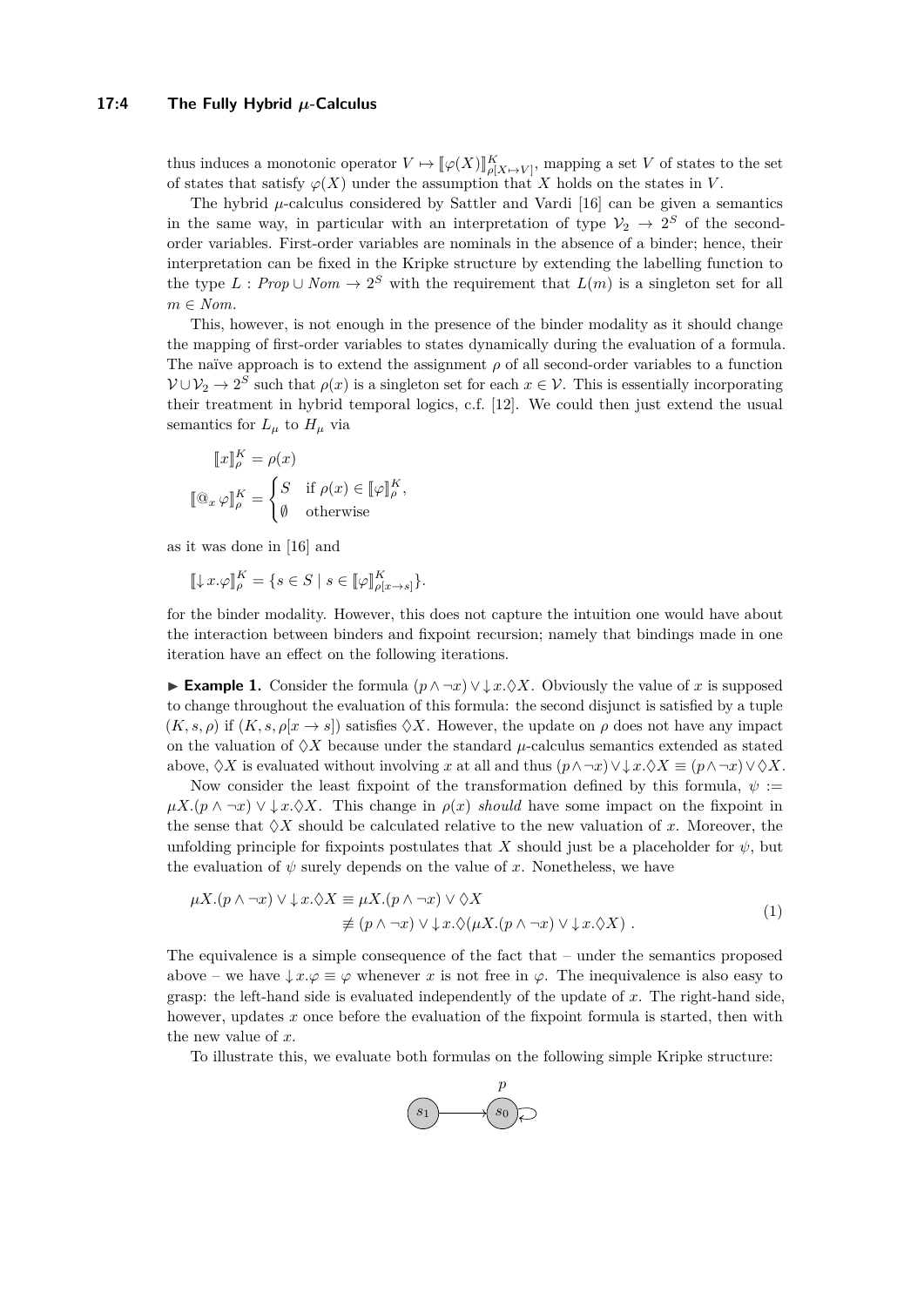thus induces a monotonic operator $V \mapsto [\![\varphi(X)]\!]^K_{\rho[X\mapsto V]}$, mapping a set $V$ of states to the set of states that satisfy $\varphi(X)$ under the assumption that $X$ holds on the states in $V$.

The hybrid $\mu$-calculus considered by Sattler and Vardi [16] can be given a semantics in the same way, in particular with an interpretation of type $\mathcal{V}_2 \to 2^S$ of the second-order variables. First-order variables are nominals in the absence of a binder; hence, their interpretation can be fixed in the Kripke structure by extending the labelling function to the type $L : \mathit{Prop} \cup \mathit{Nom} \to 2^S$ with the requirement that $L(m)$ is a singleton set for all $m \in \mathit{Nom}$.

This, however, is not enough in the presence of the binder modality as it should change the mapping of first-order variables to states dynamically during the evaluation of a formula. The naïve approach is to extend the assignment $\rho$ of all second-order variables to a function $\mathcal{V} \cup \mathcal{V}_2 \to 2^S$ such that $\rho(x)$ is a singleton set for each $x \in \mathcal{V}$. This is essentially incorporating their treatment in hybrid temporal logics, c.f. [12]. We could then just extend the usual semantics for $L_\mu$ to $H_\mu$ via

$$[\![x]\!]^K_\rho = \rho(x)$$

$$[\![@_x\,\varphi]\!]^K_\rho = \begin{cases} S & \text{if } \rho(x) \in [\![\varphi]\!]^K_\rho, \\ \emptyset & \text{otherwise} \end{cases}$$

as it was done in [16] and

$$[\![\downarrow x.\varphi]\!]^K_\rho = \{s \in S \mid s \in [\![\varphi]\!]^K_{\rho[x\to s]}\}.$$

for the binder modality. However, this does not capture the intuition one would have about the interaction between binders and fixpoint recursion; namely that bindings made in one iteration have an effect on the following iterations.

▶ **Example 1.** Consider the formula $(p \wedge \neg x) \vee {\downarrow} x.\Diamond X$. Obviously the value of $x$ is supposed to change throughout the evaluation of this formula: the second disjunct is satisfied by a tuple $(K, s, \rho)$ if $(K, s, \rho[x \to s])$ satisfies $\Diamond X$. However, the update on $\rho$ does not have any impact on the valuation of $\Diamond X$ because under the standard $\mu$-calculus semantics extended as stated above, $\Diamond X$ is evaluated without involving $x$ at all and thus $(p \wedge \neg x) \vee {\downarrow} x.\Diamond X \equiv (p \wedge \neg x) \vee \Diamond X$.

Now consider the least fixpoint of the transformation defined by this formula, $\psi := \mu X.(p \wedge \neg x) \vee {\downarrow} x.\Diamond X$. This change in $\rho(x)$ *should* have some impact on the fixpoint in the sense that $\Diamond X$ should be calculated relative to the new valuation of $x$. Moreover, the unfolding principle for fixpoints postulates that $X$ should just be a placeholder for $\psi$, but the evaluation of $\psi$ surely depends on the value of $x$. Nonetheless, we have

$$\begin{aligned} \mu X.(p \wedge \neg x) \vee {\downarrow} x.\Diamond X &\equiv \mu X.(p \wedge \neg x) \vee \Diamond X \\ &\not\equiv (p \wedge \neg x) \vee {\downarrow} x.\Diamond(\mu X.(p \wedge \neg x) \vee {\downarrow} x.\Diamond X) \ . \end{aligned} \tag{1}$$

The equivalence is a simple consequence of the fact that – under the semantics proposed above – we have ${\downarrow} x.\varphi \equiv \varphi$ whenever $x$ is not free in $\varphi$. The inequivalence is also easy to grasp: the left-hand side is evaluated independently of the update of $x$. The right-hand side, however, updates $x$ once before the evaluation of the fixpoint formula is started, then with the new value of $x$.

To illustrate this, we evaluate both formulas on the following simple Kripke structure: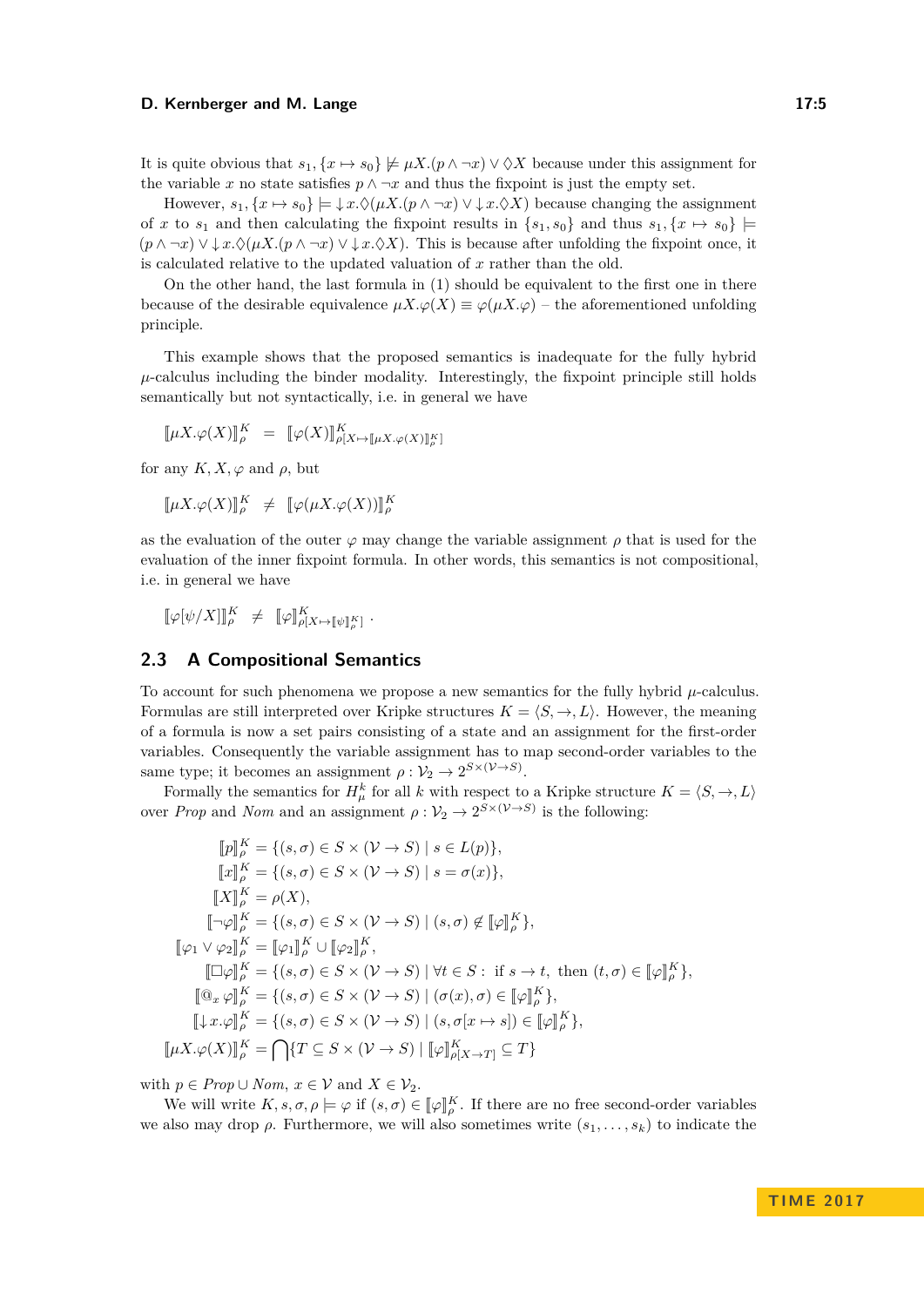It is quite obvious that $s_1, \{x \mapsto s_0\} \not\models \mu X.(p \wedge \neg x) \vee \Diamond X$ because under this assignment for the variable $x$ no state satisfies $p \wedge \neg x$ and thus the fixpoint is just the empty set.

However, $s_1, \{x \mapsto s_0\} \models {\downarrow} x.\Diamond(\mu X.(p \wedge \neg x) \vee {\downarrow} x.\Diamond X)$ because changing the assignment of $x$ to $s_1$ and then calculating the fixpoint results in $\{s_1, s_0\}$ and thus $s_1, \{x \mapsto s_0\} \models (p \wedge \neg x) \vee {\downarrow} x.\Diamond(\mu X.(p \wedge \neg x) \vee {\downarrow} x.\Diamond X)$. This is because after unfolding the fixpoint once, it is calculated relative to the updated valuation of $x$ rather than the old.

On the other hand, the last formula in (1) should be equivalent to the first one in there because of the desirable equivalence $\mu X.\varphi(X) \equiv \varphi(\mu X.\varphi)$ – the aforementioned unfolding principle.

This example shows that the proposed semantics is inadequate for the fully hybrid $\mu$-calculus including the binder modality. Interestingly, the fixpoint principle still holds semantically but not syntactically, i.e. in general we have

$$[\![\mu X.\varphi(X)]\!]^K_\rho \;=\; [\![\varphi(X)]\!]^K_{\rho[X \mapsto [\![\mu X.\varphi(X)]\!]^K_\rho]}$$

for any $K, X, \varphi$ and $\rho$, but

$$[\![\mu X.\varphi(X)]\!]^K_\rho \;\neq\; [\![\varphi(\mu X.\varphi(X))]\!]^K_\rho$$

as the evaluation of the outer $\varphi$ may change the variable assignment $\rho$ that is used for the evaluation of the inner fixpoint formula. In other words, this semantics is not compositional, i.e. in general we have

$$[\![\varphi[\psi/X]]\!]^K_\rho \;\neq\; [\![\varphi]\!]^K_{\rho[X \mapsto [\![\psi]\!]^K_\rho]} \;.$$

## 2.3 A Compositional Semantics

To account for such phenomena we propose a new semantics for the fully hybrid $\mu$-calculus. Formulas are still interpreted over Kripke structures $K = \langle S, \to, L \rangle$. However, the meaning of a formula is now a set pairs consisting of a state and an assignment for the first-order variables. Consequently the variable assignment has to map second-order variables to the same type; it becomes an assignment $\rho : \mathcal{V}_2 \to 2^{S \times (\mathcal{V} \to S)}$.

Formally the semantics for $H^k_\mu$ for all $k$ with respect to a Kripke structure $K = \langle S, \to, L \rangle$ over *Prop* and *Nom* and an assignment $\rho : \mathcal{V}_2 \to 2^{S \times (\mathcal{V} \to S)}$ is the following:

$$
\begin{aligned}
[\![p]\!]^K_\rho &= \{(s, \sigma) \in S \times (\mathcal{V} \to S) \mid s \in L(p)\},\\
[\![x]\!]^K_\rho &= \{(s, \sigma) \in S \times (\mathcal{V} \to S) \mid s = \sigma(x)\},\\
[\![X]\!]^K_\rho &= \rho(X),\\
[\![\neg\varphi]\!]^K_\rho &= \{(s, \sigma) \in S \times (\mathcal{V} \to S) \mid (s, \sigma) \notin [\![\varphi]\!]^K_\rho\},\\
[\![\varphi_1 \vee \varphi_2]\!]^K_\rho &= [\![\varphi_1]\!]^K_\rho \cup [\![\varphi_2]\!]^K_\rho,\\
[\![\Box\varphi]\!]^K_\rho &= \{(s, \sigma) \in S \times (\mathcal{V} \to S) \mid \forall t \in S: \text{ if } s \to t, \text{ then } (t, \sigma) \in [\![\varphi]\!]^K_\rho\},\\
[\![@_x\, \varphi]\!]^K_\rho &= \{(s, \sigma) \in S \times (\mathcal{V} \to S) \mid (\sigma(x), \sigma) \in [\![\varphi]\!]^K_\rho\},\\
[\![{\downarrow} x.\varphi]\!]^K_\rho &= \{(s, \sigma) \in S \times (\mathcal{V} \to S) \mid (s, \sigma[x \mapsto s]) \in [\![\varphi]\!]^K_\rho\},\\
[\![\mu X.\varphi(X)]\!]^K_\rho &= \bigcap\{T \subseteq S \times (\mathcal{V} \to S) \mid [\![\varphi]\!]^K_{\rho[X \to T]} \subseteq T\}
\end{aligned}
$$

with $p \in \mathit{Prop} \cup \mathit{Nom}$, $x \in \mathcal{V}$ and $X \in \mathcal{V}_2$.

We will write $K, s, \sigma, \rho \models \varphi$ if $(s, \sigma) \in [\![\varphi]\!]^K_\rho$. If there are no free second-order variables we also may drop $\rho$. Furthermore, we will also sometimes write $(s_1, \ldots, s_k)$ to indicate the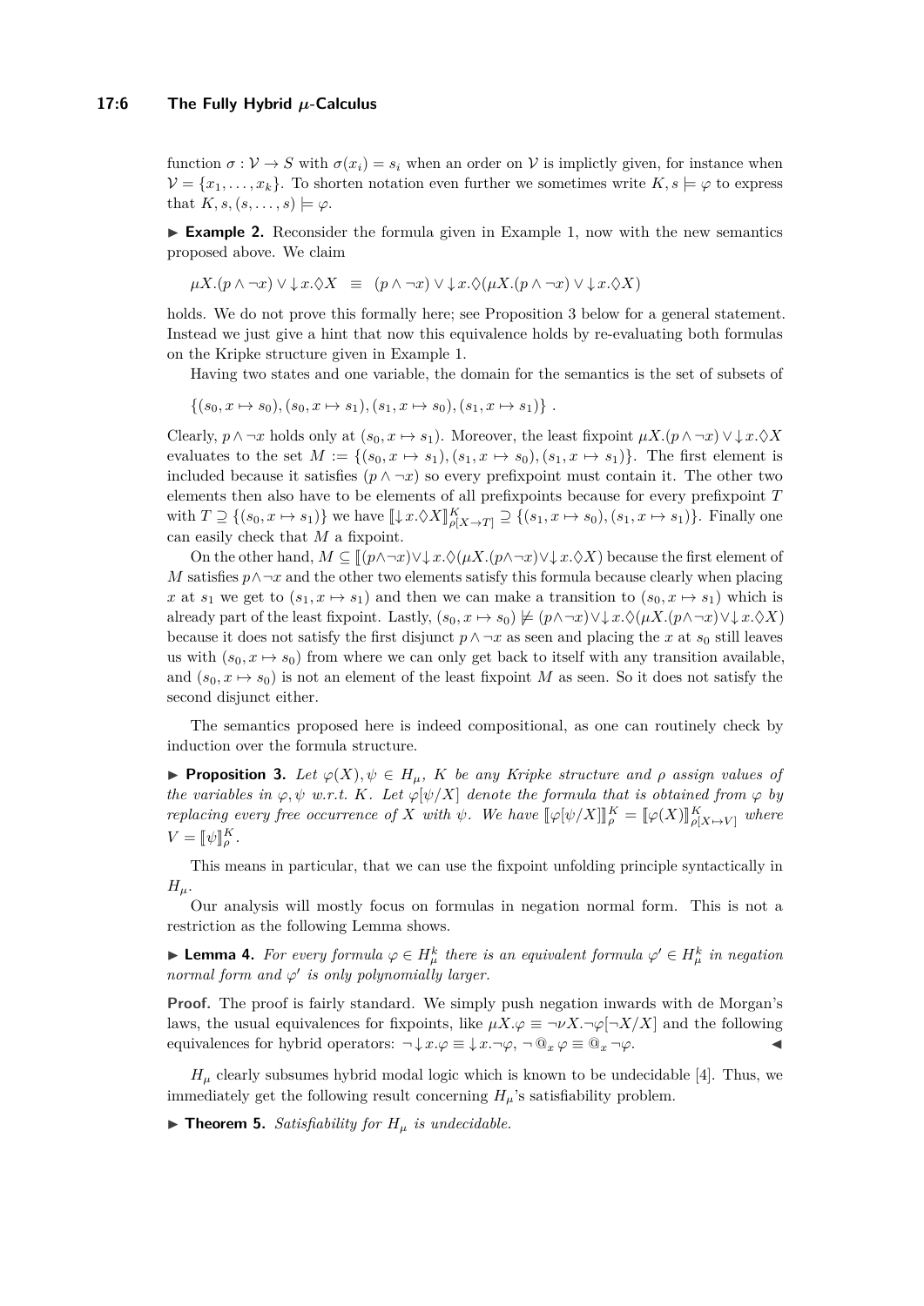function $\sigma : \mathcal{V} \to S$ with $\sigma(x_i) = s_i$ when an order on $\mathcal{V}$ is implictly given, for instance when $\mathcal{V} = \{x_1, \ldots, x_k\}$. To shorten notation even further we sometimes write $K, s \models \varphi$ to express that $K, s, (s, \ldots, s) \models \varphi$.

**Example 2.** Reconsider the formula given in Example 1, now with the new semantics proposed above. We claim

$$\mu X.(p \wedge \neg x) \vee {\downarrow} x.\Diamond X \quad \equiv \quad (p \wedge \neg x) \vee {\downarrow} x.\Diamond(\mu X.(p \wedge \neg x) \vee {\downarrow} x.\Diamond X)$$

holds. We do not prove this formally here; see Proposition 3 below for a general statement. Instead we just give a hint that now this equivalence holds by re-evaluating both formulas on the Kripke structure given in Example 1.

Having two states and one variable, the domain for the semantics is the set of subsets of

$$\{(s_0, x \mapsto s_0), (s_0, x \mapsto s_1), (s_1, x \mapsto s_0), (s_1, x \mapsto s_1)\} .$$

Clearly, $p \wedge \neg x$ holds only at $(s_0, x \mapsto s_1)$. Moreover, the least fixpoint $\mu X.(p \wedge \neg x) \vee {\downarrow} x.\Diamond X$ evaluates to the set $M := \{(s_0, x \mapsto s_1), (s_1, x \mapsto s_0), (s_1, x \mapsto s_1)\}$. The first element is included because it satisfies $(p \wedge \neg x)$ so every prefixpoint must contain it. The other two elements then also have to be elements of all prefixpoints because for every prefixpoint $T$ with $T \supseteq \{(s_0, x \mapsto s_1)\}$ we have $[\![{\downarrow} x.\Diamond X]\!]^K_{\rho[X \to T]} \supseteq \{(s_1, x \mapsto s_0), (s_1, x \mapsto s_1)\}$. Finally one can easily check that $M$ a fixpoint.

On the other hand, $M \subseteq [\![(p \wedge \neg x) \vee {\downarrow} x.\Diamond(\mu X.(p \wedge \neg x) \vee {\downarrow} x.\Diamond X)$ because the first element of $M$ satisfies $p \wedge \neg x$ and the other two elements satisfy this formula because clearly when placing $x$ at $s_1$ we get to $(s_1, x \mapsto s_1)$ and then we can make a transition to $(s_0, x \mapsto s_1)$ which is already part of the least fixpoint. Lastly, $(s_0, x \mapsto s_0) \not\models (p \wedge \neg x) \vee {\downarrow} x.\Diamond(\mu X.(p \wedge \neg x) \vee {\downarrow} x.\Diamond X)$ because it does not satisfy the first disjunct $p \wedge \neg x$ as seen and placing the $x$ at $s_0$ still leaves us with $(s_0, x \mapsto s_0)$ from where we can only get back to itself with any transition available, and $(s_0, x \mapsto s_0)$ is not an element of the least fixpoint $M$ as seen. So it does not satisfy the second disjunct either.

The semantics proposed here is indeed compositional, as one can routinely check by induction over the formula structure.

**Proposition 3.** *Let $\varphi(X), \psi \in H_\mu$, $K$ be any Kripke structure and $\rho$ assign values of the variables in $\varphi, \psi$ w.r.t. $K$. Let $\varphi[\psi/X]$ denote the formula that is obtained from $\varphi$ by replacing every free occurrence of $X$ with $\psi$. We have $[\![\varphi[\psi/X]]\!]^K_\rho = [\![\varphi(X)]\!]^K_{\rho[X \mapsto V]}$ where $V = [\![\psi]\!]^K_\rho$.*

This means in particular, that we can use the fixpoint unfolding principle syntactically in $H_\mu$.

Our analysis will mostly focus on formulas in negation normal form. This is not a restriction as the following Lemma shows.

**Lemma 4.** *For every formula $\varphi \in H^k_\mu$ there is an equivalent formula $\varphi' \in H^k_\mu$ in negation normal form and $\varphi'$ is only polynomially larger.*

**Proof.** The proof is fairly standard. We simply push negation inwards with de Morgan's laws, the usual equivalences for fixpoints, like $\mu X.\varphi \equiv \neg\nu X.\neg\varphi[\neg X/X]$ and the following equivalences for hybrid operators: $\neg {\downarrow} x.\varphi \equiv {\downarrow} x.\neg\varphi$, $\neg @_x \varphi \equiv @_x \neg\varphi$. ◀

$H_\mu$ clearly subsumes hybrid modal logic which is known to be undecidable [4]. Thus, we immediately get the following result concerning $H_\mu$'s satisfiability problem.

**Theorem 5.** *Satisfiability for $H_\mu$ is undecidable.*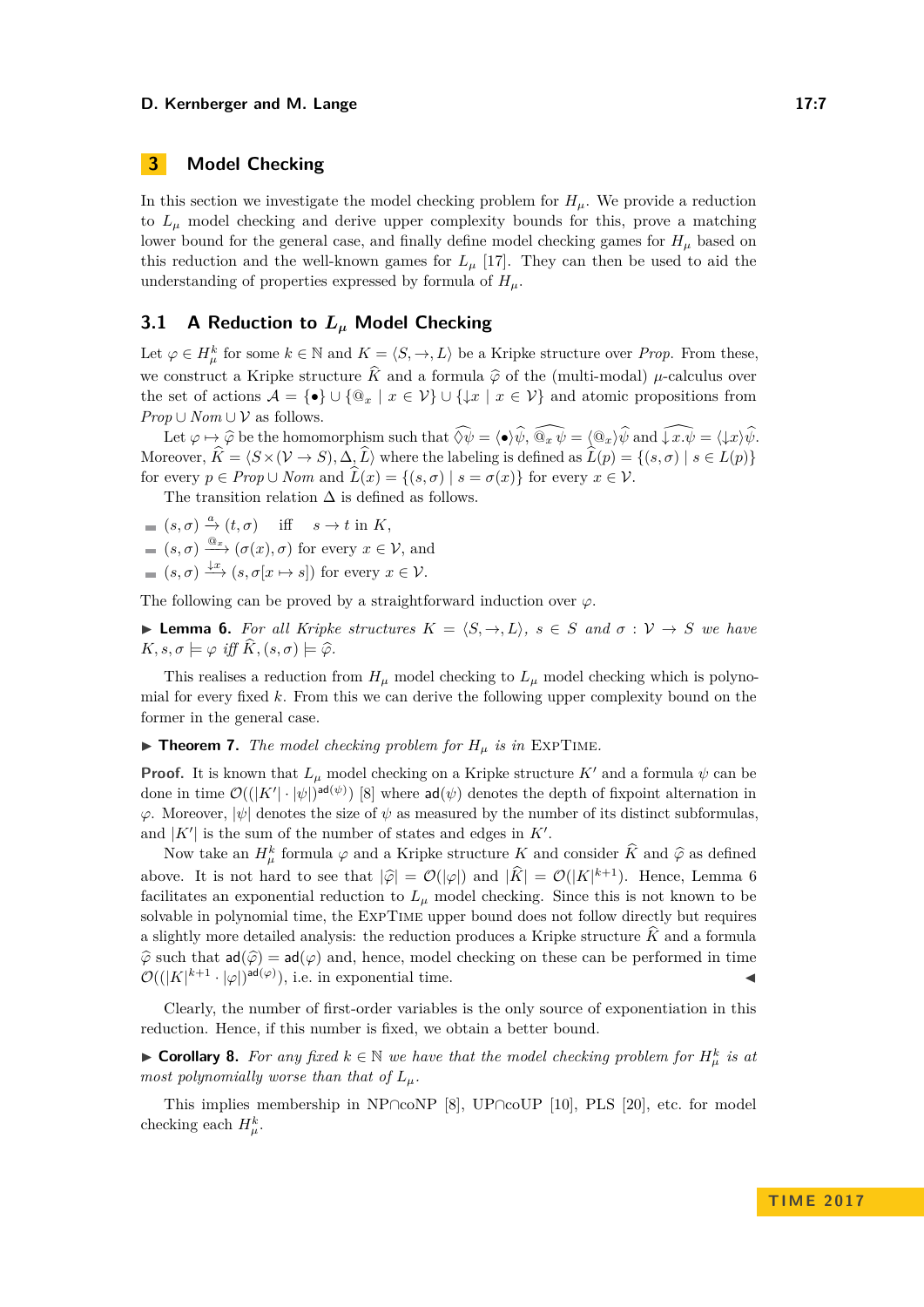## 3 Model Checking

In this section we investigate the model checking problem for $H_\mu$. We provide a reduction to $L_\mu$ model checking and derive upper complexity bounds for this, prove a matching lower bound for the general case, and finally define model checking games for $H_\mu$ based on this reduction and the well-known games for $L_\mu$ [17]. They can then be used to aid the understanding of properties expressed by formula of $H_\mu$.

### 3.1 A Reduction to $L_\mu$ Model Checking

Let $\varphi \in H_\mu^k$ for some $k \in \mathbb{N}$ and $K = \langle S, \to, L \rangle$ be a Kripke structure over *Prop*. From these, we construct a Kripke structure $\widehat{K}$ and a formula $\widehat{\varphi}$ of the (multi-modal) $\mu$-calculus over the set of actions $\mathcal{A} = \{\bullet\} \cup \{@_x \mid x \in \mathcal{V}\} \cup \{\downarrow x \mid x \in \mathcal{V}\}$ and atomic propositions from $Prop \cup Nom \cup \mathcal{V}$ as follows.

Let $\varphi \mapsto \widehat{\varphi}$ be the homomorphism such that $\widehat{\Diamond\psi} = \langle\bullet\rangle\widehat{\psi}$, $\widehat{@_x\,\psi} = \langle @_x\rangle\widehat{\psi}$ and $\widehat{\downarrow x.\psi} = \langle\downarrow x\rangle\widehat{\psi}$. Moreover, $\widehat{K} = \langle S \times (\mathcal{V} \to S), \Delta, \widehat{L}\rangle$ where the labeling is defined as $\widehat{L}(p) = \{(s, \sigma) \mid s \in L(p)\}$ for every $p \in Prop \cup Nom$ and $\widehat{L}(x) = \{(s, \sigma) \mid s = \sigma(x)\}$ for every $x \in \mathcal{V}$.

The transition relation $\Delta$ is defined as follows.

- $(s, \sigma) \xrightarrow{a} (t, \sigma)$ iff $s \to t$ in $K$,
- $(s, \sigma) \xrightarrow{@_x} (\sigma(x), \sigma)$ for every $x \in \mathcal{V}$, and
- $(s, \sigma) \xrightarrow{\downarrow x} (s, \sigma[x \mapsto s])$ for every $x \in \mathcal{V}$.

The following can be proved by a straightforward induction over $\varphi$.

▶ **Lemma 6.** *For all Kripke structures $K = \langle S, \to, L\rangle$, $s \in S$ and $\sigma : \mathcal{V} \to S$ we have $K, s, \sigma \models \varphi$ iff $\widehat{K}, (s, \sigma) \models \widehat{\varphi}$.*

This realises a reduction from $H_\mu$ model checking to $L_\mu$ model checking which is polynomial for every fixed $k$. From this we can derive the following upper complexity bound on the former in the general case.

▶ **Theorem 7.** *The model checking problem for $H_\mu$ is in* ExpTime.

**Proof.** It is known that $L_\mu$ model checking on a Kripke structure $K'$ and a formula $\psi$ can be done in time $\mathcal{O}((|K'| \cdot |\psi|)^{\mathsf{ad}(\psi)})$ [8] where $\mathsf{ad}(\psi)$ denotes the depth of fixpoint alternation in $\varphi$. Moreover, $|\psi|$ denotes the size of $\psi$ as measured by the number of its distinct subformulas, and $|K'|$ is the sum of the number of states and edges in $K'$.

Now take an $H_\mu^k$ formula $\varphi$ and a Kripke structure $K$ and consider $\widehat{K}$ and $\widehat{\varphi}$ as defined above. It is not hard to see that $|\widehat{\varphi}| = \mathcal{O}(|\varphi|)$ and $|\widehat{K}| = \mathcal{O}(|K|^{k+1})$. Hence, Lemma 6 facilitates an exponential reduction to $L_\mu$ model checking. Since this is not known to be solvable in polynomial time, the ExpTime upper bound does not follow directly but requires a slightly more detailed analysis: the reduction produces a Kripke structure $\widehat{K}$ and a formula $\widehat{\varphi}$ such that $\mathsf{ad}(\widehat{\varphi}) = \mathsf{ad}(\varphi)$ and, hence, model checking on these can be performed in time $\mathcal{O}((|K|^{k+1} \cdot |\varphi|)^{\mathsf{ad}(\varphi)})$, i.e. in exponential time. ◀

Clearly, the number of first-order variables is the only source of exponentiation in this reduction. Hence, if this number is fixed, we obtain a better bound.

▶ **Corollary 8.** *For any fixed $k \in \mathbb{N}$ we have that the model checking problem for $H_\mu^k$ is at most polynomially worse than that of $L_\mu$.*

This implies membership in NP∩coNP [8], UP∩coUP [10], PLS [20], etc. for model checking each $H_\mu^k$.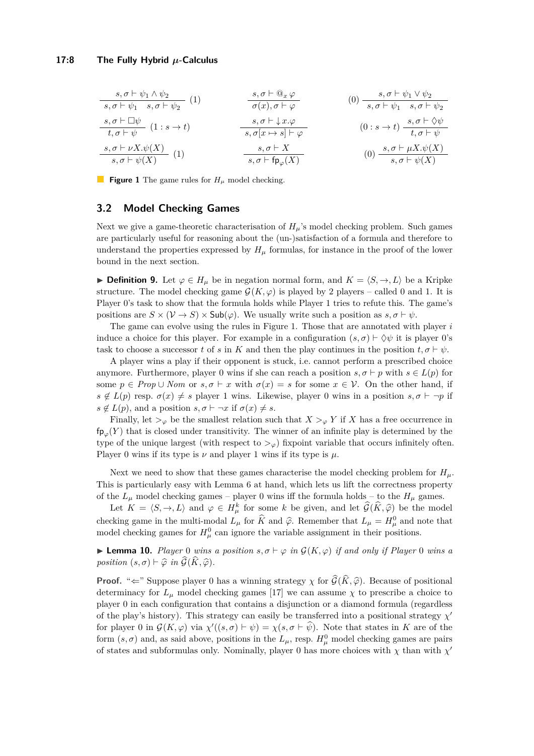$$\frac{s,\sigma \vdash \psi_1 \wedge \psi_2}{s,\sigma \vdash \psi_1 \quad s,\sigma \vdash \psi_2}\ (1) \qquad \frac{s,\sigma \vdash @_x\, \varphi}{\sigma(x),\sigma \vdash \varphi} \qquad (0)\ \frac{s,\sigma \vdash \psi_1 \vee \psi_2}{s,\sigma \vdash \psi_1 \quad s,\sigma \vdash \psi_2}$$

$$\frac{s,\sigma \vdash \Box\psi}{t,\sigma \vdash \psi}\ (1 : s \to t) \qquad \frac{s,\sigma \vdash \downarrow x.\varphi}{s,\sigma[x \mapsto s] \vdash \varphi} \qquad (0 : s \to t)\ \frac{s,\sigma \vdash \Diamond\psi}{t,\sigma \vdash \psi}$$

$$\frac{s,\sigma \vdash \nu X.\psi(X)}{s,\sigma \vdash \psi(X)}\ (1) \qquad \frac{s,\sigma \vdash X}{s,\sigma \vdash \mathsf{fp}_\varphi(X)} \qquad (0)\ \frac{s,\sigma \vdash \mu X.\psi(X)}{s,\sigma \vdash \psi(X)}$$

**Figure 1** The game rules for $H_\mu$ model checking.

## 3.2 Model Checking Games

Next we give a game-theoretic characterisation of $H_\mu$'s model checking problem. Such games are particularly useful for reasoning about the (un-)satisfaction of a formula and therefore to understand the properties expressed by $H_\mu$ formulas, for instance in the proof of the lower bound in the next section.

▶ **Definition 9.** Let $\varphi \in H_\mu$ be in negation normal form, and $K = \langle S, \to, L\rangle$ be a Kripke structure. The model checking game $\mathcal{G}(K,\varphi)$ is played by 2 players – called 0 and 1. It is Player 0's task to show that the formula holds while Player 1 tries to refute this. The game's positions are $S \times (\mathcal{V} \to S) \times \mathsf{Sub}(\varphi)$. We usually write such a position as $s, \sigma \vdash \psi$.

The game can evolve using the rules in Figure 1. Those that are annotated with player $i$ induce a choice for this player. For example in a configuration $(s,\sigma) \vdash \Diamond\psi$ it is player 0's task to choose a successor $t$ of $s$ in $K$ and then the play continues in the position $t, \sigma \vdash \psi$.

A player wins a play if their opponent is stuck, i.e. cannot perform a prescribed choice anymore. Furthermore, player 0 wins if she can reach a position $s, \sigma \vdash p$ with $s \in L(p)$ for some $p \in \mathit{Prop} \cup \mathit{Nom}$ or $s, \sigma \vdash x$ with $\sigma(x) = s$ for some $x \in \mathcal{V}$. On the other hand, if $s \notin L(p)$ resp. $\sigma(x) \neq s$ player 1 wins. Likewise, player 0 wins in a position $s, \sigma \vdash \neg p$ if $s \notin L(p)$, and a position $s, \sigma \vdash \neg x$ if $\sigma(x) \neq s$.

Finally, let $>_\varphi$ be the smallest relation such that $X >_\varphi Y$ if $X$ has a free occurrence in $\mathsf{fp}_\varphi(Y)$ that is closed under transitivity. The winner of an infinite play is determined by the type of the unique largest (with respect to $>_\varphi$) fixpoint variable that occurs infinitely often. Player 0 wins if its type is $\nu$ and player 1 wins if its type is $\mu$.

Next we need to show that these games characterise the model checking problem for $H_\mu$. This is particularly easy with Lemma 6 at hand, which lets us lift the correctness property of the $L_\mu$ model checking games – player 0 wins iff the formula holds – to the $H_\mu$ games.

Let $K = \langle S, \to, L\rangle$ and $\varphi \in H^k_\mu$ for some $k$ be given, and let $\widehat{\mathcal{G}}(\widehat{K},\widehat{\varphi})$ be the model checking game in the multi-modal $L_\mu$ for $\widehat{K}$ and $\widehat{\varphi}$. Remember that $L_\mu = H^0_\mu$ and note that model checking games for $H^0_\mu$ can ignore the variable assignment in their positions.

▶ **Lemma 10.** *Player* 0 *wins a position* $s, \sigma \vdash \varphi$ *in* $\mathcal{G}(K,\varphi)$ *if and only if Player* 0 *wins a position* $(s,\sigma) \vdash \widehat{\varphi}$ *in* $\widehat{\mathcal{G}}(\widehat{K},\widehat{\varphi})$.

**Proof.** "$\Leftarrow$" Suppose player 0 has a winning strategy $\chi$ for $\widehat{\mathcal{G}}(\widehat{K},\widehat{\varphi})$. Because of positional determinacy for $L_\mu$ model checking games [17] we can assume $\chi$ to prescribe a choice to player 0 in each configuration that contains a disjunction or a diamond formula (regardless of the play's history). This strategy can easily be transferred into a positional strategy $\chi'$ for player 0 in $\mathcal{G}(K,\varphi)$ via $\chi'((s,\sigma) \vdash \psi) = \chi(s,\sigma \vdash \widehat{\psi})$. Note that states in $K$ are of the form $(s,\sigma)$ and, as said above, positions in the $L_\mu$, resp. $H^0_\mu$ model checking games are pairs of states and subformulas only. Nominally, player 0 has more choices with $\chi$ than with $\chi'$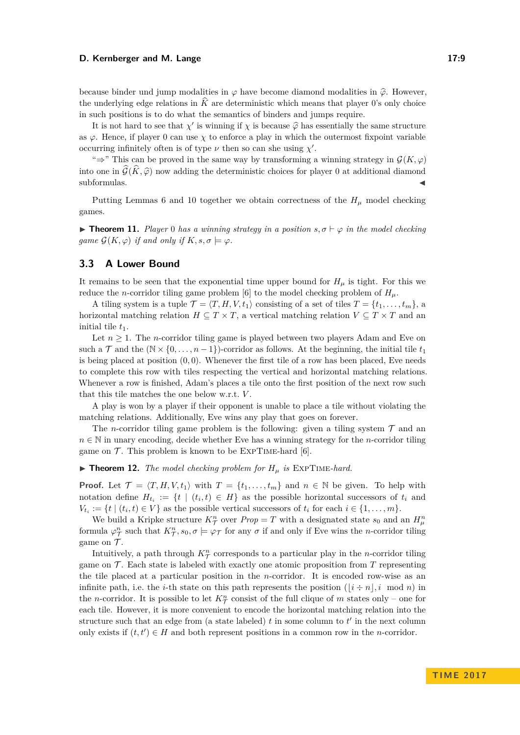because binder und jump modalities in $\varphi$ have become diamond modalities in $\widehat{\varphi}$. However, the underlying edge relations in $\widehat{K}$ are deterministic which means that player 0's only choice in such positions is to do what the semantics of binders and jumps require.

It is not hard to see that $\chi'$ is winning if $\chi$ is because $\widehat{\varphi}$ has essentially the same structure as $\varphi$. Hence, if player 0 can use $\chi$ to enforce a play in which the outermost fixpoint variable occurring infinitely often is of type $\nu$ then so can she using $\chi'$.

"$\Rightarrow$" This can be proved in the same way by transforming a winning strategy in $\mathcal{G}(K, \varphi)$ into one in $\widehat{\mathcal{G}}(\widehat{K}, \widehat{\varphi})$ now adding the deterministic choices for player 0 at additional diamond subformulas. ◀

Putting Lemmas 6 and 10 together we obtain correctness of the $H_\mu$ model checking games.

▶ **Theorem 11.** *Player 0 has a winning strategy in a position $s, \sigma \vdash \varphi$ in the model checking game $\mathcal{G}(K, \varphi)$ if and only if $K, s, \sigma \models \varphi$.*

### 3.3 A Lower Bound

It remains to be seen that the exponential time upper bound for $H_\mu$ is tight. For this we reduce the $n$-corridor tiling game problem [6] to the model checking problem of $H_\mu$.

A tiling system is a tuple $\mathcal{T} = \langle T, H, V, t_1 \rangle$ consisting of a set of tiles $T = \{t_1, \ldots, t_m\}$, a horizontal matching relation $H \subseteq T \times T$, a vertical matching relation $V \subseteq T \times T$ and an initial tile $t_1$.

Let $n \geq 1$. The $n$-corridor tiling game is played between two players Adam and Eve on such a $\mathcal{T}$ and the $(\mathbb{N} \times \{0, \ldots, n-1\})$-corridor as follows. At the beginning, the initial tile $t_1$ is being placed at position $(0, 0)$. Whenever the first tile of a row has been placed, Eve needs to complete this row with tiles respecting the vertical and horizontal matching relations. Whenever a row is finished, Adam's places a tile onto the first position of the next row such that this tile matches the one below w.r.t. $V$.

A play is won by a player if their opponent is unable to place a tile without violating the matching relations. Additionally, Eve wins any play that goes on forever.

The $n$-corridor tiling game problem is the following: given a tiling system $\mathcal{T}$ and an $n \in \mathbb{N}$ in unary encoding, decide whether Eve has a winning strategy for the $n$-corridor tiling game on $\mathcal{T}$. This problem is known to be ExpTime-hard [6].

▶ **Theorem 12.** *The model checking problem for $H_\mu$ is* ExpTime*-hard.*

**Proof.** Let $\mathcal{T} = \langle T, H, V, t_1 \rangle$ with $T = \{t_1, \ldots, t_m\}$ and $n \in \mathbb{N}$ be given. To help with notation define $H_{t_i} := \{t \mid (t_i, t) \in H\}$ as the possible horizontal successors of $t_i$ and $V_{t_i} := \{t \mid (t_i, t) \in V\}$ as the possible vertical successors of $t_i$ for each $i \in \{1, \ldots, m\}$.

We build a Kripke structure $K^n_{\mathcal{T}}$ over $Prop = T$ with a designated state $s_0$ and an $H^n_\mu$ formula $\varphi^n_{\mathcal{T}}$ such that $K^n_{\mathcal{T}}, s_0, \sigma \models \varphi_{\mathcal{T}}$ for any $\sigma$ if and only if Eve wins the $n$-corridor tiling game on $\mathcal{T}$.

Intuitively, a path through $K^n_{\mathcal{T}}$ corresponds to a particular play in the $n$-corridor tiling game on $\mathcal{T}$. Each state is labeled with exactly one atomic proposition from $T$ representing the tile placed at a particular position in the $n$-corridor. It is encoded row-wise as an infinite path, i.e. the $i$-th state on this path represents the position $(\lfloor i \div n \rfloor, i \mod n)$ in the $n$-corridor. It is possible to let $K^n_{\mathcal{T}}$ consist of the full clique of $m$ states only – one for each tile. However, it is more convenient to encode the horizontal matching relation into the structure such that an edge from (a state labeled) $t$ in some column to $t'$ in the next column only exists if $(t, t') \in H$ and both represent positions in a common row in the $n$-corridor.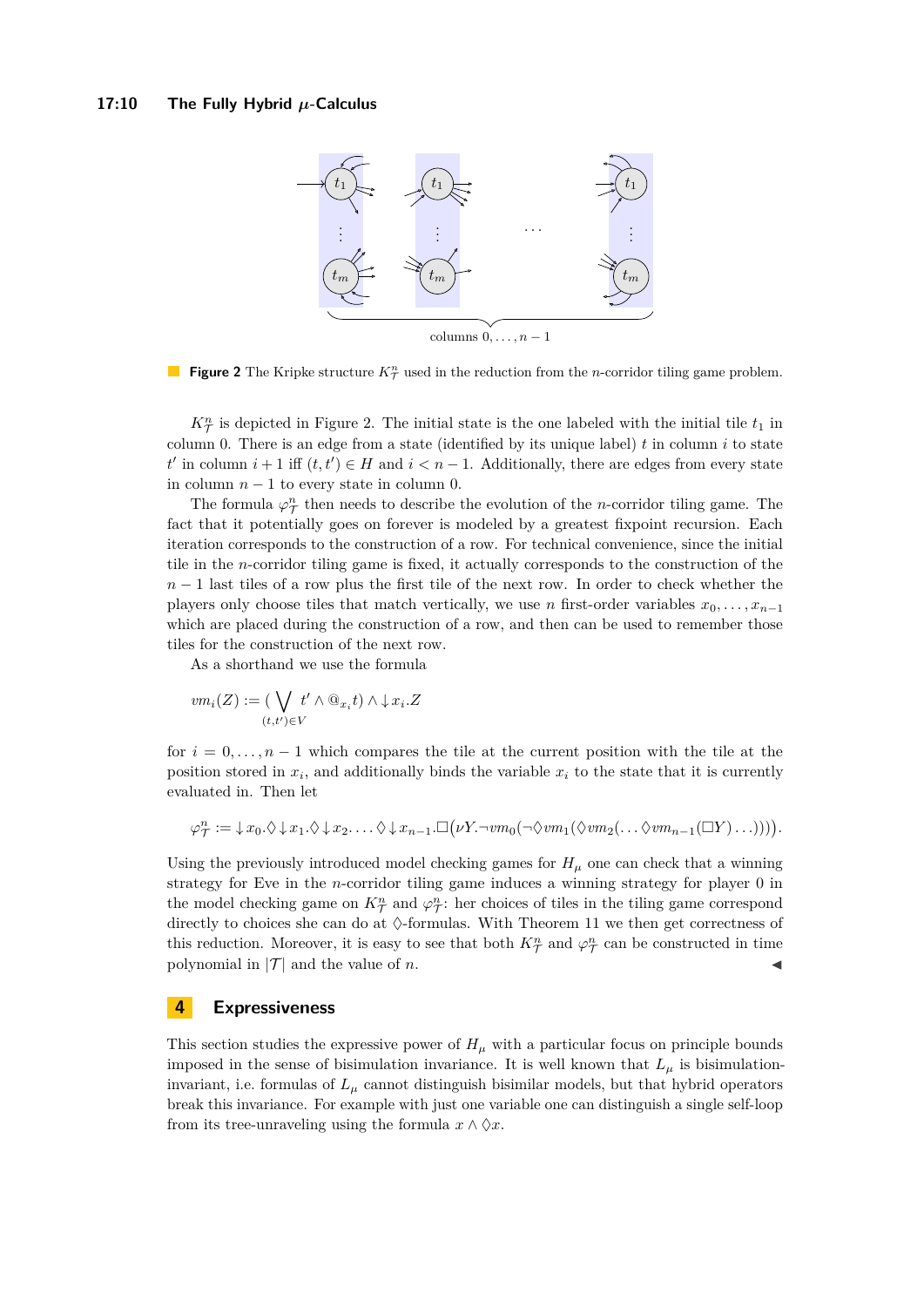**Figure 2** The Kripke structure $K^n_{\mathcal{T}}$ used in the reduction from the $n$-corridor tiling game problem.

$K^n_{\mathcal{T}}$ is depicted in Figure 2. The initial state is the one labeled with the initial tile $t_1$ in column 0. There is an edge from a state (identified by its unique label) $t$ in column $i$ to state $t'$ in column $i+1$ iff $(t,t') \in H$ and $i < n-1$. Additionally, there are edges from every state in column $n-1$ to every state in column 0.

The formula $\varphi^n_{\mathcal{T}}$ then needs to describe the evolution of the $n$-corridor tiling game. The fact that it potentially goes on forever is modeled by a greatest fixpoint recursion. Each iteration corresponds to the construction of a row. For technical convenience, since the initial tile in the $n$-corridor tiling game is fixed, it actually corresponds to the construction of the $n-1$ last tiles of a row plus the first tile of the next row. In order to check whether the players only choose tiles that match vertically, we use $n$ first-order variables $x_0, \ldots, x_{n-1}$ which are placed during the construction of a row, and then can be used to remember those tiles for the construction of the next row.

As a shorthand we use the formula

$$vm_i(Z) := \big(\bigvee_{(t,t')\in V} t' \wedge @_{x_i} t\big) \wedge \downarrow x_i.Z$$

for $i = 0, \ldots, n-1$ which compares the tile at the current position with the tile at the position stored in $x_i$, and additionally binds the variable $x_i$ to the state that it is currently evaluated in. Then let

$$\varphi^n_{\mathcal{T}} := \downarrow x_0.\Diamond\downarrow x_1.\Diamond\downarrow x_2.\ldots\Diamond\downarrow x_{n-1}.\Box\big(\nu Y.\neg vm_0(\neg\Diamond vm_1(\Diamond vm_2(\ldots\Diamond vm_{n-1}(\Box Y)\ldots)))\big).$$

Using the previously introduced model checking games for $H_\mu$ one can check that a winning strategy for Eve in the $n$-corridor tiling game induces a winning strategy for player 0 in the model checking game on $K^n_{\mathcal{T}}$ and $\varphi^n_{\mathcal{T}}$: her choices of tiles in the tiling game correspond directly to choices she can do at $\Diamond$-formulas. With Theorem 11 we then get correctness of this reduction. Moreover, it is easy to see that both $K^n_{\mathcal{T}}$ and $\varphi^n_{\mathcal{T}}$ can be constructed in time polynomial in $|\mathcal{T}|$ and the value of $n$. ◀

## 4 Expressiveness

This section studies the expressive power of $H_\mu$ with a particular focus on principle bounds imposed in the sense of bisimulation invariance. It is well known that $L_\mu$ is bisimulation-invariant, i.e. formulas of $L_\mu$ cannot distinguish bisimilar models, but that hybrid operators break this invariance. For example with just one variable one can distinguish a single self-loop from its tree-unraveling using the formula $x \wedge \Diamond x$.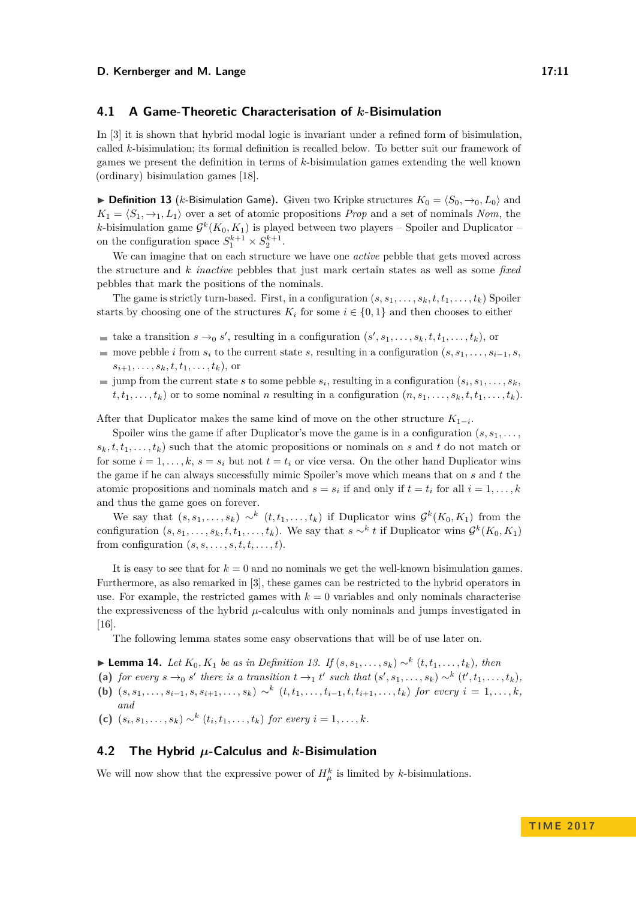## 4.1 A Game-Theoretic Characterisation of $k$-Bisimulation

In [3] it is shown that hybrid modal logic is invariant under a refined form of bisimulation, called $k$-bisimulation; its formal definition is recalled below. To better suit our framework of games we present the definition in terms of $k$-bisimulation games extending the well known (ordinary) bisimulation games [18].

▶ **Definition 13** ($k$-Bisimulation Game)**.** Given two Kripke structures $K_0 = \langle S_0, \to_0, L_0 \rangle$ and $K_1 = \langle S_1, \to_1, L_1 \rangle$ over a set of atomic propositions *Prop* and a set of nominals *Nom*, the $k$-bisimulation game $\mathcal{G}^k(K_0, K_1)$ is played between two players – Spoiler and Duplicator – on the configuration space $S_1^{k+1} \times S_2^{k+1}$.

We can imagine that on each structure we have one *active* pebble that gets moved across the structure and $k$ *inactive* pebbles that just mark certain states as well as some *fixed* pebbles that mark the positions of the nominals.

The game is strictly turn-based. First, in a configuration $(s, s_1, \ldots, s_k, t, t_1, \ldots, t_k)$ Spoiler starts by choosing one of the structures $K_i$ for some $i \in \{0, 1\}$ and then chooses to either

- take a transition $s \to_0 s'$, resulting in a configuration $(s', s_1, \ldots, s_k, t, t_1, \ldots, t_k)$, or
- move pebble $i$ from $s_i$ to the current state $s$, resulting in a configuration $(s, s_1, \ldots, s_{i-1}, s, s_{i+1}, \ldots, s_k, t, t_1, \ldots, t_k)$, or
- jump from the current state $s$ to some pebble $s_i$, resulting in a configuration $(s_i, s_1, \ldots, s_k, t, t_1, \ldots, t_k)$ or to some nominal $n$ resulting in a configuration $(n, s_1, \ldots, s_k, t, t_1, \ldots, t_k)$.

After that Duplicator makes the same kind of move on the other structure $K_{1-i}$.

Spoiler wins the game if after Duplicator's move the game is in a configuration $(s, s_1, \ldots, s_k, t, t_1, \ldots, t_k)$ such that the atomic propositions or nominals on $s$ and $t$ do not match or for some $i = 1, \ldots, k$, $s = s_i$ but not $t = t_i$ or vice versa. On the other hand Duplicator wins the game if he can always successfully mimic Spoiler's move which means that on $s$ and $t$ the atomic propositions and nominals match and $s = s_i$ if and only if $t = t_i$ for all $i = 1, \ldots, k$ and thus the game goes on forever.

We say that $(s, s_1, \ldots, s_k) \sim^k (t, t_1, \ldots, t_k)$ if Duplicator wins $\mathcal{G}^k(K_0, K_1)$ from the configuration $(s, s_1, \ldots, s_k, t, t_1, \ldots, t_k)$. We say that $s \sim^k t$ if Duplicator wins $\mathcal{G}^k(K_0, K_1)$ from configuration $(s, s, \ldots, s, t, t, \ldots, t)$.

It is easy to see that for $k = 0$ and no nominals we get the well-known bisimulation games. Furthermore, as also remarked in [3], these games can be restricted to the hybrid operators in use. For example, the restricted games with $k = 0$ variables and only nominals characterise the expressiveness of the hybrid $\mu$-calculus with only nominals and jumps investigated in [16].

The following lemma states some easy observations that will be of use later on.

▶ **Lemma 14.** *Let $K_0, K_1$ be as in Definition 13. If $(s, s_1, \ldots, s_k) \sim^k (t, t_1, \ldots, t_k)$, then*

**(a)** *for every $s \to_0 s'$ there is a transition $t \to_1 t'$ such that $(s', s_1, \ldots, s_k) \sim^k (t', t_1, \ldots, t_k)$,*

**(b)** *$(s, s_1, \ldots, s_{i-1}, s, s_{i+1}, \ldots, s_k) \sim^k (t, t_1, \ldots, t_{i-1}, t, t_{i+1}, \ldots, t_k)$ for every $i = 1, \ldots, k$, and*

**(c)** *$(s_i, s_1, \ldots, s_k) \sim^k (t_i, t_1, \ldots, t_k)$ for every $i = 1, \ldots, k$.*

## 4.2 The Hybrid $\mu$-Calculus and $k$-Bisimulation

We will now show that the expressive power of $H_\mu^k$ is limited by $k$-bisimulations.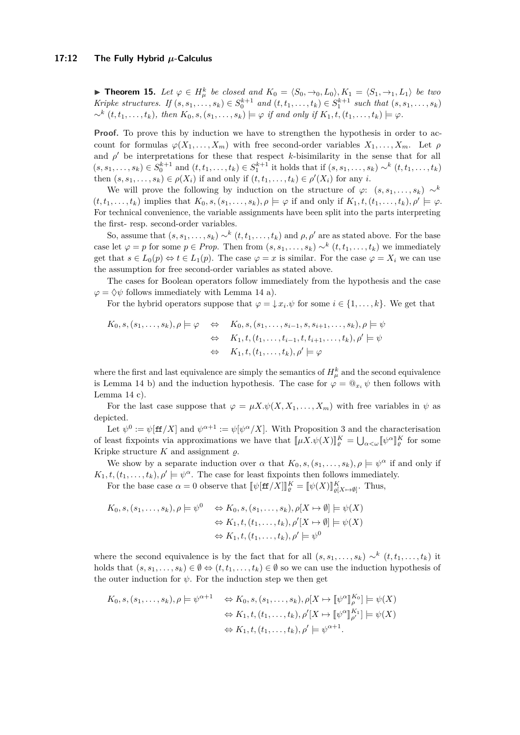▶ **Theorem 15.** *Let $\varphi \in H^k_\mu$ be closed and $K_0 = \langle S_0, \to_0, L_0\rangle, K_1 = \langle S_1, \to_1, L_1\rangle$ be two Kripke structures. If $(s, s_1, \ldots, s_k) \in S_0^{k+1}$ and $(t, t_1, \ldots, t_k) \in S_1^{k+1}$ such that $(s, s_1, \ldots, s_k)$ $\sim^k (t, t_1, \ldots, t_k)$, then $K_0, s, (s_1, \ldots, s_k) \models \varphi$ if and only if $K_1, t, (t_1, \ldots, t_k) \models \varphi$.*

**Proof.** To prove this by induction we have to strengthen the hypothesis in order to account for formulas $\varphi(X_1, \ldots, X_m)$ with free second-order variables $X_1, \ldots, X_m$. Let $\rho$ and $\rho'$ be interpretations for these that respect $k$-bisimilarity in the sense that for all $(s, s_1, \ldots, s_k) \in S_0^{k+1}$ and $(t, t_1, \ldots, t_k) \in S_1^{k+1}$ it holds that if $(s, s_1, \ldots, s_k) \sim^k (t, t_1, \ldots, t_k)$ then $(s, s_1, \ldots, s_k) \in \rho(X_i)$ if and only if $(t, t_1, \ldots, t_k) \in \rho'(X_i)$ for any $i$.

We will prove the following by induction on the structure of $\varphi$: $(s, s_1, \ldots, s_k) \sim^k (t, t_1, \ldots, t_k)$ implies that $K_0, s, (s_1, \ldots, s_k), \rho \models \varphi$ if and only if $K_1, t, (t_1, \ldots, t_k), \rho' \models \varphi$. For technical convenience, the variable assignments have been split into the parts interpreting the first- resp. second-order variables.

So, assume that $(s, s_1, \ldots, s_k) \sim^k (t, t_1, \ldots, t_k)$ and $\rho, \rho'$ are as stated above. For the base case let $\varphi = p$ for some $p \in \mathit{Prop}$. Then from $(s, s_1, \ldots, s_k) \sim^k (t, t_1, \ldots, t_k)$ we immediately get that $s \in L_0(p) \Leftrightarrow t \in L_1(p)$. The case $\varphi = x$ is similar. For the case $\varphi = X_i$ we can use the assumption for free second-order variables as stated above.

The cases for Boolean operators follow immediately from the hypothesis and the case $\varphi = \Diamond\psi$ follows immediately with Lemma 14 a).

For the hybrid operators suppose that $\varphi = \downarrow x_i.\psi$ for some $i \in \{1, \ldots, k\}$. We get that

$$
\begin{aligned}
K_0, s, (s_1, \ldots, s_k), \rho \models \varphi \quad &\Leftrightarrow \quad K_0, s, (s_1, \ldots, s_{i-1}, s, s_{i+1}, \ldots, s_k), \rho \models \psi \\
&\Leftrightarrow \quad K_1, t, (t_1, \ldots, t_{i-1}, t, t_{i+1}, \ldots, t_k), \rho' \models \psi \\
&\Leftrightarrow \quad K_1, t, (t_1, \ldots, t_k), \rho' \models \varphi
\end{aligned}
$$

where the first and last equivalence are simply the semantics of $H^k_\mu$ and the second equivalence is Lemma 14 b) and the induction hypothesis. The case for $\varphi = @_{x_i}\,\psi$ then follows with Lemma 14 c).

For the last case suppose that $\varphi = \mu X.\psi(X, X_1, \ldots, X_m)$ with free variables in $\psi$ as depicted.

Let $\psi^0 := \psi[\mathtt{ff}/X]$ and $\psi^{\alpha+1} := \psi[\psi^\alpha/X]$. With Proposition 3 and the characterisation of least fixpoints via approximations we have that $[\![\mu X.\psi(X)]\!]^K_\varrho = \bigcup_{\alpha<\omega}[\![\psi^\alpha]\!]^K_\varrho$ for some Kripke structure $K$ and assignment $\varrho$.

We show by a separate induction over $\alpha$ that $K_0, s, (s_1, \ldots, s_k), \rho \models \psi^\alpha$ if and only if $K_1, t, (t_1, \ldots, t_k), \rho' \models \psi^\alpha$. The case for least fixpoints then follows immediately.

For the base case $\alpha = 0$ observe that $[\![\psi[\mathtt{ff}/X]]\!]^K_\varrho = [\![\psi(X)]\!]^K_{\varrho[X\mapsto\emptyset]}$. Thus,

$$
\begin{aligned}
K_0, s, (s_1, \ldots, s_k), \rho \models \psi^0 \quad &\Leftrightarrow K_0, s, (s_1, \ldots, s_k), \rho[X \mapsto \emptyset] \models \psi(X) \\
&\Leftrightarrow K_1, t, (t_1, \ldots, t_k), \rho'[X \mapsto \emptyset] \models \psi(X) \\
&\Leftrightarrow K_1, t, (t_1, \ldots, t_k), \rho' \models \psi^0
\end{aligned}
$$

where the second equivalence is by the fact that for all $(s, s_1, \ldots, s_k) \sim^k (t, t_1, \ldots, t_k)$ it holds that $(s, s_1, \ldots, s_k) \in \emptyset \Leftrightarrow (t, t_1, \ldots, t_k) \in \emptyset$ so we can use the induction hypothesis of the outer induction for $\psi$. For the induction step we then get

$$
\begin{aligned}
K_0, s, (s_1, \ldots, s_k), \rho \models \psi^{\alpha+1} \quad &\Leftrightarrow K_0, s, (s_1, \ldots, s_k), \rho[X \mapsto [\![\psi^\alpha]\!]^{K_0}_\rho] \models \psi(X) \\
&\Leftrightarrow K_1, t, (t_1, \ldots, t_k), \rho'[X \mapsto [\![\psi^\alpha]\!]^{K_1}_{\rho'}] \models \psi(X) \\
&\Leftrightarrow K_1, t, (t_1, \ldots, t_k), \rho' \models \psi^{\alpha+1}.
\end{aligned}
$$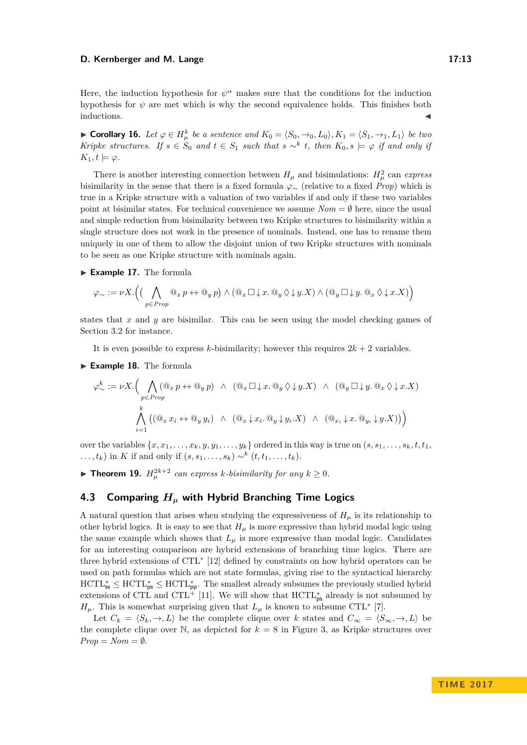Here, the induction hypothesis for $\psi^\alpha$ makes sure that the conditions for the induction hypothesis for $\psi$ are met which is why the second equivalence holds. This finishes both inductions. ◀

▶ **Corollary 16.** *Let $\varphi \in H^k_\mu$ be a sentence and $K_0 = \langle S_0, \to_0, L_0\rangle, K_1 = \langle S_1, \to_1, L_1\rangle$ be two Kripke structures. If $s \in S_0$ and $t \in S_1$ such that $s \sim^k t$, then $K_0, s \models \varphi$ if and only if $K_1, t \models \varphi$.*

There is another interesting connection between $H_\mu$ and bisimulations: $H^2_\mu$ can *express* bisimilarity in the sense that there is a fixed formula $\varphi_\sim$ (relative to a fixed *Prop*) which is true in a Kripke structure with a valuation of two variables if and only if these two variables point at bisimilar states. For technical convenience we assume $\mathit{Nom} = \emptyset$ here, since the usual and simple reduction from bisimilarity between two Kripke structures to bisimilarity within a single structure does not work in the presence of nominals. Instead, one has to rename them uniquely in one of them to allow the disjoint union of two Kripke structures with nominals to be seen as one Kripke structure with nominals again.

▶ **Example 17.** The formula

$$\varphi_\sim := \nu X.\Big(\big(\bigwedge_{p \in \mathit{Prop}} @_x\, p \leftrightarrow @_y\, p\big) \land (@_x \Box {\downarrow} x.\, @_y \Diamond {\downarrow} y.X) \land (@_y \Box {\downarrow} y.\, @_x \Diamond {\downarrow} x.X)\Big)$$

states that $x$ and $y$ are bisimilar. This can be seen using the model checking games of Section 3.2 for instance.

It is even possible to express $k$-bisimilarity; however this requires $2k+2$ variables.

▶ **Example 18.** The formula

$$\begin{aligned}\varphi^k_\sim := \nu X.\Big( &\bigwedge_{p \in \mathit{Prop}} (@_x\, p \leftrightarrow @_y\, p) \;\;\land\;\; (@_x \Box {\downarrow} x.\, @_y \Diamond {\downarrow} y.X) \;\;\land\;\; (@_y \Box {\downarrow} y.\, @_x \Diamond {\downarrow} x.X) \\ &\bigwedge_{i=1}^{k} \big((@_x\, x_i \leftrightarrow @_y\, y_i) \;\;\land\;\; (@_x {\downarrow} x_i.\, @_y {\downarrow} y_i.X) \;\;\land\;\; (@_{x_i} {\downarrow} x.\, @_{y_i} {\downarrow} y.X)\big)\Big)\end{aligned}$$

over the variables $\{x, x_1, \ldots, x_k, y, y_1, \ldots, y_k\}$ ordered in this way is true on $(s, s_1, \ldots, s_k, t, t_1, \ldots, t_k)$ in $K$ if and only if $(s, s_1, \ldots, s_k) \sim^k (t, t_1, \ldots, t_k)$.

▶ **Theorem 19.** *$H^{2k+2}_\mu$ can express $k$-bisimilarity for any $k \geq 0$.*

## 4.3 Comparing $H_\mu$ with Hybrid Branching Time Logics

A natural question that arises when studying the expressiveness of $H_\mu$ is its relationship to other hybrid logics. It is easy to see that $H_\mu$ is more expressive than hybrid modal logic using the same example which shows that $L_\mu$ is more expressive than modal logic. Candidates for an interesting comparison are hybrid extensions of branching time logics. There are three hybrid extensions of CTL$^*$ [12] defined by constraints on how hybrid operators can be used on path formulas which are not state formulas, giving rise to the syntactical hierarchy $\text{HCTL}^*_{\mathsf{ss}} \leq \text{HCTL}^*_{\mathsf{ps}} \leq \text{HCTL}^*_{\mathsf{pp}}$. The smallest already subsumes the previously studied hybrid extensions of CTL and CTL$^+$ [11]. We will show that $\text{HCTL}^*_{\mathsf{ps}}$ already is not subsumed by $H_\mu$. This is somewhat surprising given that $L_\mu$ is known to subsume CTL$^*$ [7].

Let $C_k = \langle S_k, \to, L\rangle$ be the complete clique over $k$ states and $C_\infty = \langle S_\infty, \to, L\rangle$ be the complete clique over $\mathbb{N}$, as depicted for $k = 8$ in Figure 3, as Kripke structures over $\mathit{Prop} = \mathit{Nom} = \emptyset$.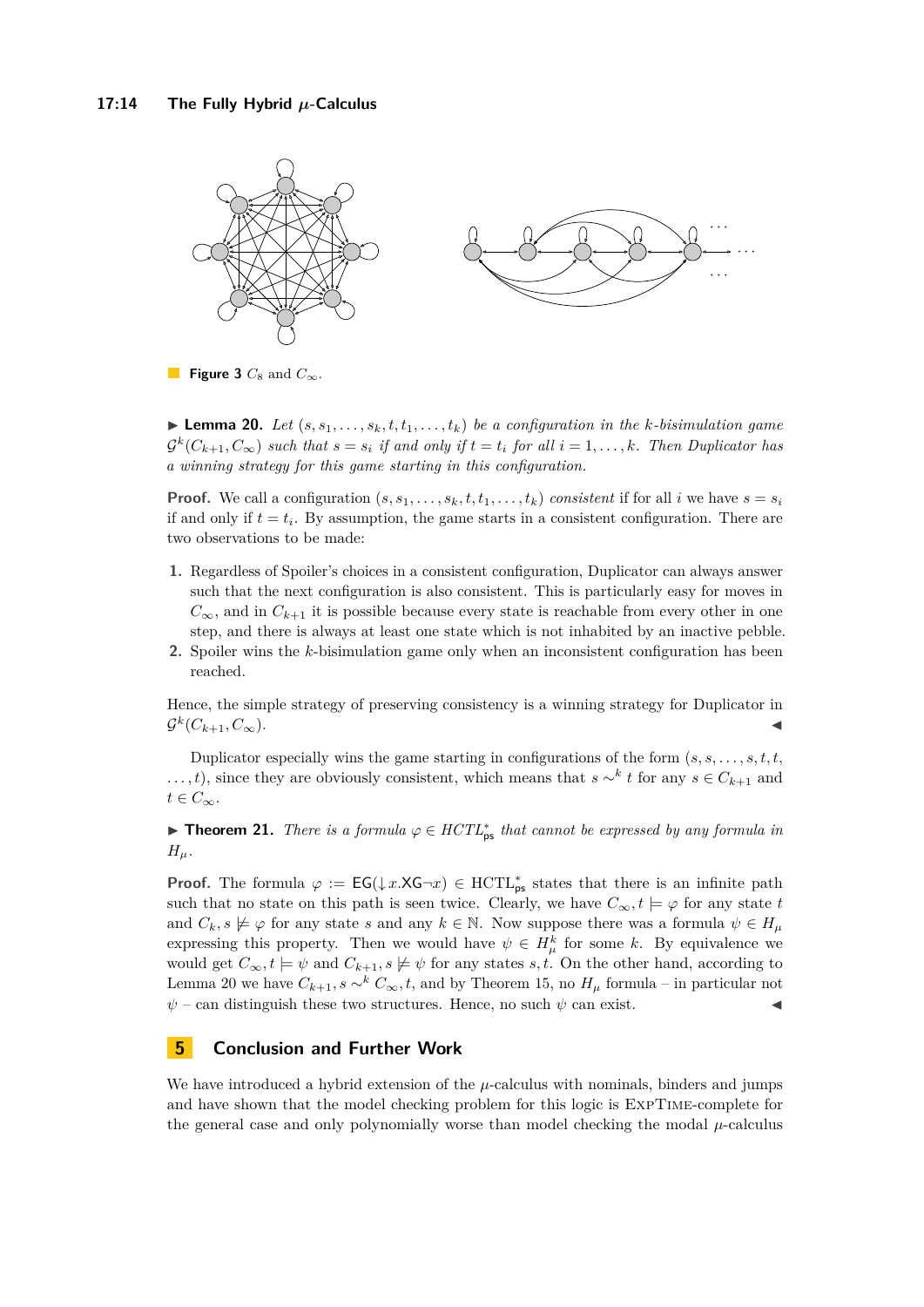**Figure 3** $C_8$ and $C_\infty$.

▶ **Lemma 20.** *Let $(s, s_1, \ldots, s_k, t, t_1, \ldots, t_k)$ be a configuration in the $k$-bisimulation game $\mathcal{G}^k(C_{k+1}, C_\infty)$ such that $s = s_i$ if and only if $t = t_i$ for all $i = 1, \ldots, k$. Then Duplicator has a winning strategy for this game starting in this configuration.*

**Proof.** We call a configuration $(s, s_1, \ldots, s_k, t, t_1, \ldots, t_k)$ *consistent* if for all $i$ we have $s = s_i$ if and only if $t = t_i$. By assumption, the game starts in a consistent configuration. There are two observations to be made:

1. Regardless of Spoiler's choices in a consistent configuration, Duplicator can always answer such that the next configuration is also consistent. This is particularly easy for moves in $C_\infty$, and in $C_{k+1}$ it is possible because every state is reachable from every other in one step, and there is always at least one state which is not inhabited by an inactive pebble.
2. Spoiler wins the $k$-bisimulation game only when an inconsistent configuration has been reached.

Hence, the simple strategy of preserving consistency is a winning strategy for Duplicator in $\mathcal{G}^k(C_{k+1}, C_\infty)$. ◀

Duplicator especially wins the game starting in configurations of the form $(s, s, \ldots, s, t, t, \ldots, t)$, since they are obviously consistent, which means that $s \sim^k t$ for any $s \in C_{k+1}$ and $t \in C_\infty$.

▶ **Theorem 21.** *There is a formula $\varphi \in HCTL^*_{\mathsf{ps}}$ that cannot be expressed by any formula in $H_\mu$.*

**Proof.** The formula $\varphi := \mathsf{EG}(\downarrow x.\mathsf{XG}\neg x) \in \mathrm{HCTL}^*_{\mathsf{ps}}$ states that there is an infinite path such that no state on this path is seen twice. Clearly, we have $C_\infty, t \models \varphi$ for any state $t$ and $C_k, s \not\models \varphi$ for any state $s$ and any $k \in \mathbb{N}$. Now suppose there was a formula $\psi \in H_\mu$ expressing this property. Then we would have $\psi \in H^k_\mu$ for some $k$. By equivalence we would get $C_\infty, t \models \psi$ and $C_{k+1}, s \not\models \psi$ for any states $s, t$. On the other hand, according to Lemma 20 we have $C_{k+1}, s \sim^k C_\infty, t$, and by Theorem 15, no $H_\mu$ formula – in particular not $\psi$ – can distinguish these two structures. Hence, no such $\psi$ can exist. ◀

## 5 Conclusion and Further Work

We have introduced a hybrid extension of the $\mu$-calculus with nominals, binders and jumps and have shown that the model checking problem for this logic is EXPTIME-complete for the general case and only polynomially worse than model checking the modal $\mu$-calculus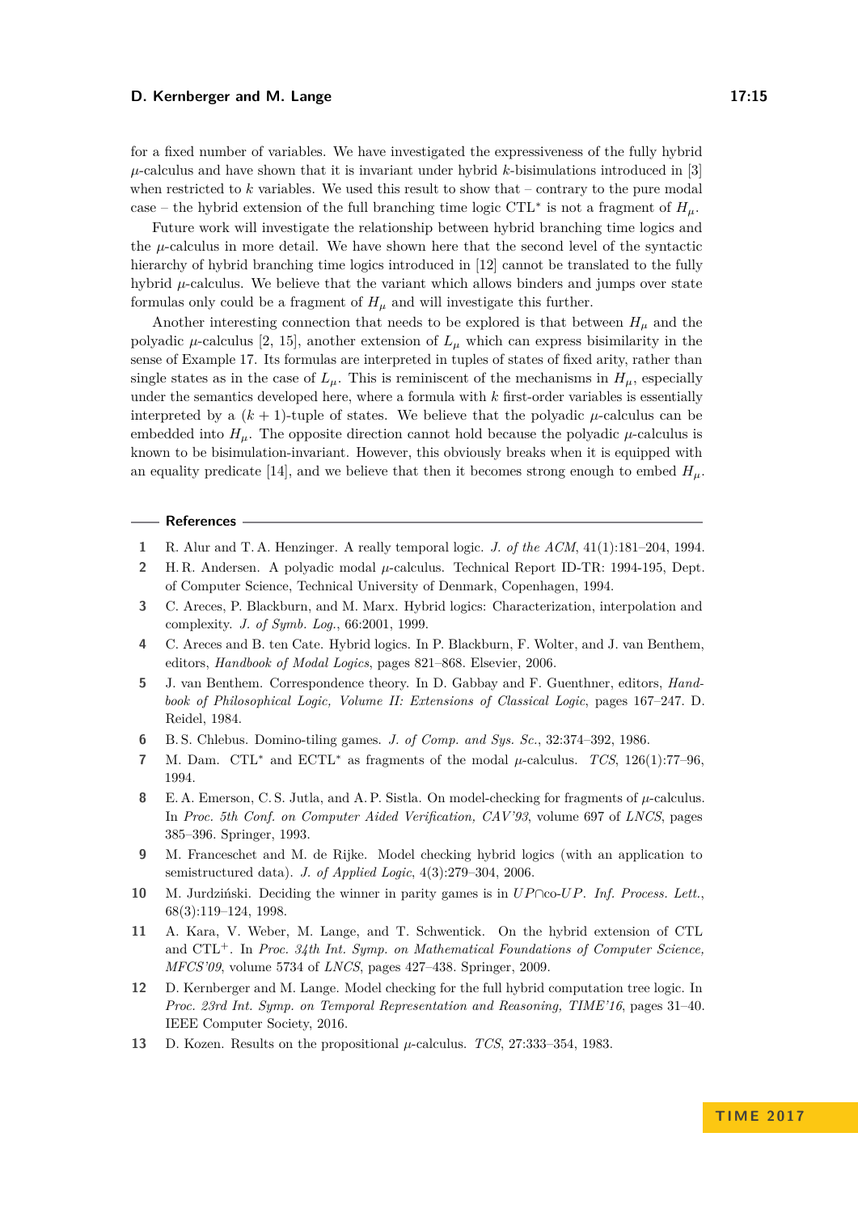for a fixed number of variables. We have investigated the expressiveness of the fully hybrid $\mu$-calculus and have shown that it is invariant under hybrid $k$-bisimulations introduced in [3] when restricted to $k$ variables. We used this result to show that – contrary to the pure modal case – the hybrid extension of the full branching time logic CTL* is not a fragment of $H_\mu$.

Future work will investigate the relationship between hybrid branching time logics and the $\mu$-calculus in more detail. We have shown here that the second level of the syntactic hierarchy of hybrid branching time logics introduced in [12] cannot be translated to the fully hybrid $\mu$-calculus. We believe that the variant which allows binders and jumps over state formulas only could be a fragment of $H_\mu$ and will investigate this further.

Another interesting connection that needs to be explored is that between $H_\mu$ and the polyadic $\mu$-calculus [2, 15], another extension of $L_\mu$ which can express bisimilarity in the sense of Example 17. Its formulas are interpreted in tuples of states of fixed arity, rather than single states as in the case of $L_\mu$. This is reminiscent of the mechanisms in $H_\mu$, especially under the semantics developed here, where a formula with $k$ first-order variables is essentially interpreted by a $(k+1)$-tuple of states. We believe that the polyadic $\mu$-calculus can be embedded into $H_\mu$. The opposite direction cannot hold because the polyadic $\mu$-calculus is known to be bisimulation-invariant. However, this obviously breaks when it is equipped with an equality predicate [14], and we believe that then it becomes strong enough to embed $H_\mu$.

## References

1. R. Alur and T. A. Henzinger. A really temporal logic. *J. of the ACM*, 41(1):181–204, 1994.
2. H. R. Andersen. A polyadic modal $\mu$-calculus. Technical Report ID-TR: 1994-195, Dept. of Computer Science, Technical University of Denmark, Copenhagen, 1994.
3. C. Areces, P. Blackburn, and M. Marx. Hybrid logics: Characterization, interpolation and complexity. *J. of Symb. Log.*, 66:2001, 1999.
4. C. Areces and B. ten Cate. Hybrid logics. In P. Blackburn, F. Wolter, and J. van Benthem, editors, *Handbook of Modal Logics*, pages 821–868. Elsevier, 2006.
5. J. van Benthem. Correspondence theory. In D. Gabbay and F. Guenthner, editors, *Handbook of Philosophical Logic, Volume II: Extensions of Classical Logic*, pages 167–247. D. Reidel, 1984.
6. B. S. Chlebus. Domino-tiling games. *J. of Comp. and Sys. Sc.*, 32:374–392, 1986.
7. M. Dam. CTL* and ECTL* as fragments of the modal $\mu$-calculus. *TCS*, 126(1):77–96, 1994.
8. E. A. Emerson, C. S. Jutla, and A. P. Sistla. On model-checking for fragments of $\mu$-calculus. In *Proc. 5th Conf. on Computer Aided Verification, CAV'93*, volume 697 of *LNCS*, pages 385–396. Springer, 1993.
9. M. Franceschet and M. de Rijke. Model checking hybrid logics (with an application to semistructured data). *J. of Applied Logic*, 4(3):279–304, 2006.
10. M. Jurdziński. Deciding the winner in parity games is in $UP \cap$co-$UP$. *Inf. Process. Lett.*, 68(3):119–124, 1998.
11. A. Kara, V. Weber, M. Lange, and T. Schwentick. On the hybrid extension of CTL and CTL$^+$. In *Proc. 34th Int. Symp. on Mathematical Foundations of Computer Science, MFCS'09*, volume 5734 of *LNCS*, pages 427–438. Springer, 2009.
12. D. Kernberger and M. Lange. Model checking for the full hybrid computation tree logic. In *Proc. 23rd Int. Symp. on Temporal Representation and Reasoning, TIME'16*, pages 31–40. IEEE Computer Society, 2016.
13. D. Kozen. Results on the propositional $\mu$-calculus. *TCS*, 27:333–354, 1983.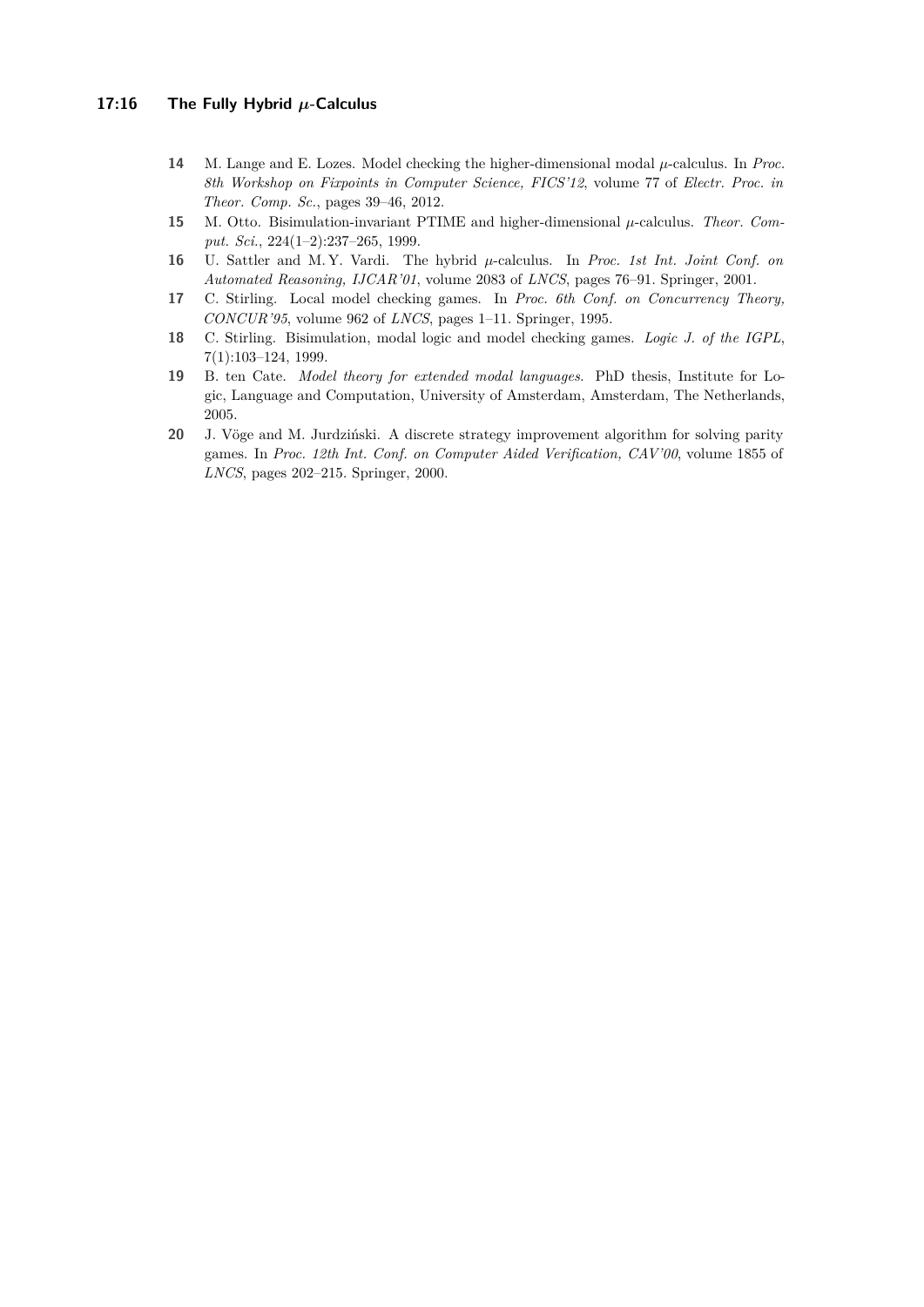14 M. Lange and E. Lozes. Model checking the higher-dimensional modal $\mu$-calculus. In *Proc. 8th Workshop on Fixpoints in Computer Science, FICS'12*, volume 77 of *Electr. Proc. in Theor. Comp. Sc.*, pages 39–46, 2012.

15 M. Otto. Bisimulation-invariant PTIME and higher-dimensional $\mu$-calculus. *Theor. Comput. Sci.*, 224(1–2):237–265, 1999.

16 U. Sattler and M. Y. Vardi. The hybrid $\mu$-calculus. In *Proc. 1st Int. Joint Conf. on Automated Reasoning, IJCAR'01*, volume 2083 of *LNCS*, pages 76–91. Springer, 2001.

17 C. Stirling. Local model checking games. In *Proc. 6th Conf. on Concurrency Theory, CONCUR'95*, volume 962 of *LNCS*, pages 1–11. Springer, 1995.

18 C. Stirling. Bisimulation, modal logic and model checking games. *Logic J. of the IGPL*, 7(1):103–124, 1999.

19 B. ten Cate. *Model theory for extended modal languages.* PhD thesis, Institute for Logic, Language and Computation, University of Amsterdam, Amsterdam, The Netherlands, 2005.

20 J. Vöge and M. Jurdziński. A discrete strategy improvement algorithm for solving parity games. In *Proc. 12th Int. Conf. on Computer Aided Verification, CAV'00*, volume 1855 of *LNCS*, pages 202–215. Springer, 2000.